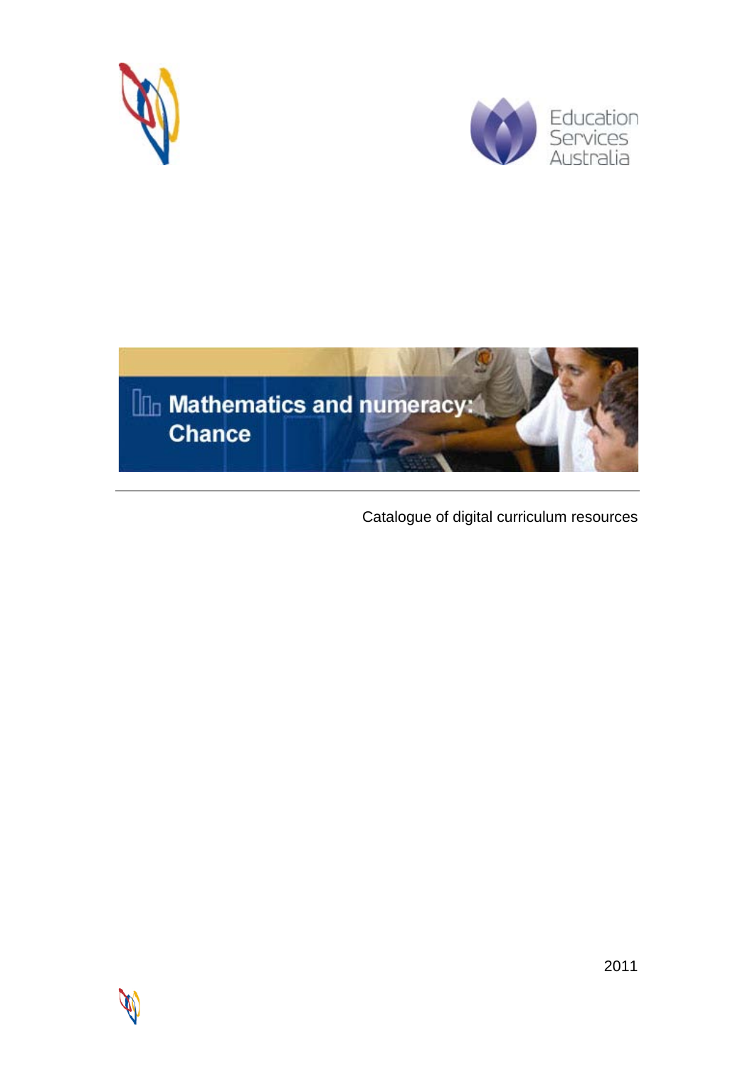Education Services Australia

# Mathematics and numeracy: Chance

Catalogue of digital curriculum resources

2011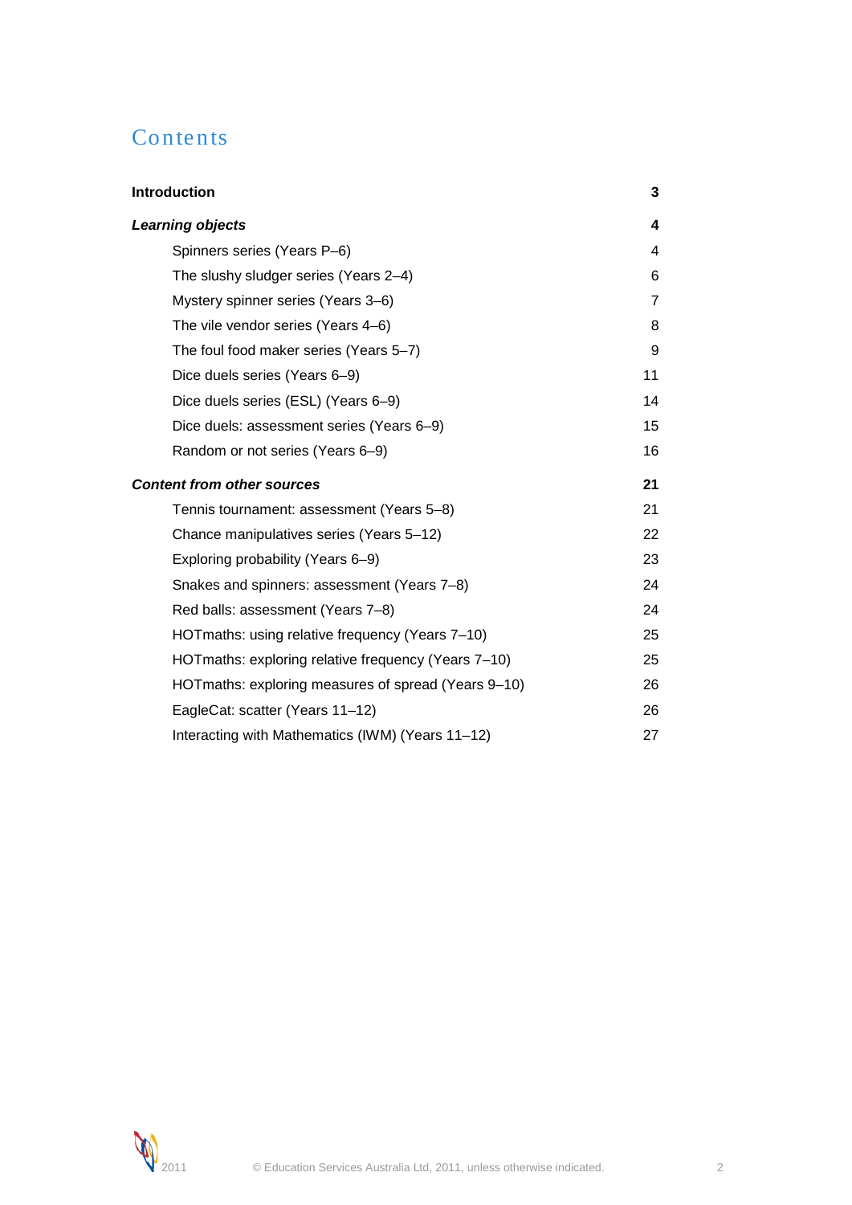# Contents

| | |
|---|---|
| **Introduction** | **3** |
| ***Learning objects*** | **4** |
| Spinners series (Years P–6) | 4 |
| The slushy sludger series (Years 2–4) | 6 |
| Mystery spinner series (Years 3–6) | 7 |
| The vile vendor series (Years 4–6) | 8 |
| The foul food maker series (Years 5–7) | 9 |
| Dice duels series (Years 6–9) | 11 |
| Dice duels series (ESL) (Years 6–9) | 14 |
| Dice duels: assessment series (Years 6–9) | 15 |
| Random or not series (Years 6–9) | 16 |
| ***Content from other sources*** | **21** |
| Tennis tournament: assessment (Years 5–8) | 21 |
| Chance manipulatives series (Years 5–12) | 22 |
| Exploring probability (Years 6–9) | 23 |
| Snakes and spinners: assessment (Years 7–8) | 24 |
| Red balls: assessment (Years 7–8) | 24 |
| HOTmaths: using relative frequency (Years 7–10) | 25 |
| HOTmaths: exploring relative frequency (Years 7–10) | 25 |
| HOTmaths: exploring measures of spread (Years 9–10) | 26 |
| EagleCat: scatter (Years 11–12) | 26 |
| Interacting with Mathematics (IWM) (Years 11–12) | 27 |

2011 © Education Services Australia Ltd, 2011, unless otherwise indicated.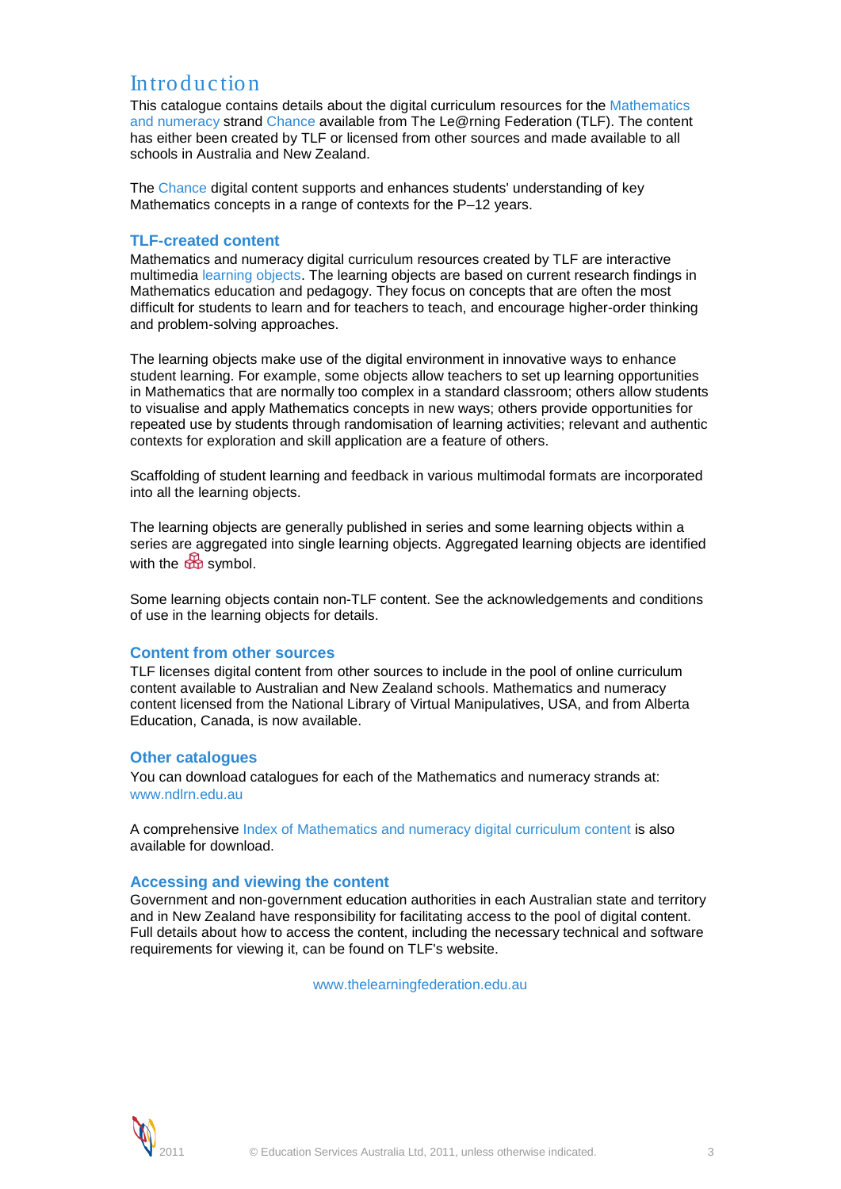# Introduction

This catalogue contains details about the digital curriculum resources for the Mathematics and numeracy strand Chance available from The Le@rning Federation (TLF). The content has either been created by TLF or licensed from other sources and made available to all schools in Australia and New Zealand.

The Chance digital content supports and enhances students' understanding of key Mathematics concepts in a range of contexts for the P–12 years.

## TLF-created content

Mathematics and numeracy digital curriculum resources created by TLF are interactive multimedia learning objects. The learning objects are based on current research findings in Mathematics education and pedagogy. They focus on concepts that are often the most difficult for students to learn and for teachers to teach, and encourage higher-order thinking and problem-solving approaches.

The learning objects make use of the digital environment in innovative ways to enhance student learning. For example, some objects allow teachers to set up learning opportunities in Mathematics that are normally too complex in a standard classroom; others allow students to visualise and apply Mathematics concepts in new ways; others provide opportunities for repeated use by students through randomisation of learning activities; relevant and authentic contexts for exploration and skill application are a feature of others.

Scaffolding of student learning and feedback in various multimodal formats are incorporated into all the learning objects.

The learning objects are generally published in series and some learning objects within a series are aggregated into single learning objects. Aggregated learning objects are identified with the symbol.

Some learning objects contain non-TLF content. See the acknowledgements and conditions of use in the learning objects for details.

## Content from other sources

TLF licenses digital content from other sources to include in the pool of online curriculum content available to Australian and New Zealand schools. Mathematics and numeracy content licensed from the National Library of Virtual Manipulatives, USA, and from Alberta Education, Canada, is now available.

## Other catalogues

You can download catalogues for each of the Mathematics and numeracy strands at: www.ndlrn.edu.au

A comprehensive Index of Mathematics and numeracy digital curriculum content is also available for download.

## Accessing and viewing the content

Government and non-government education authorities in each Australian state and territory and in New Zealand have responsibility for facilitating access to the pool of digital content. Full details about how to access the content, including the necessary technical and software requirements for viewing it, can be found on TLF's website.

www.thelearningfederation.edu.au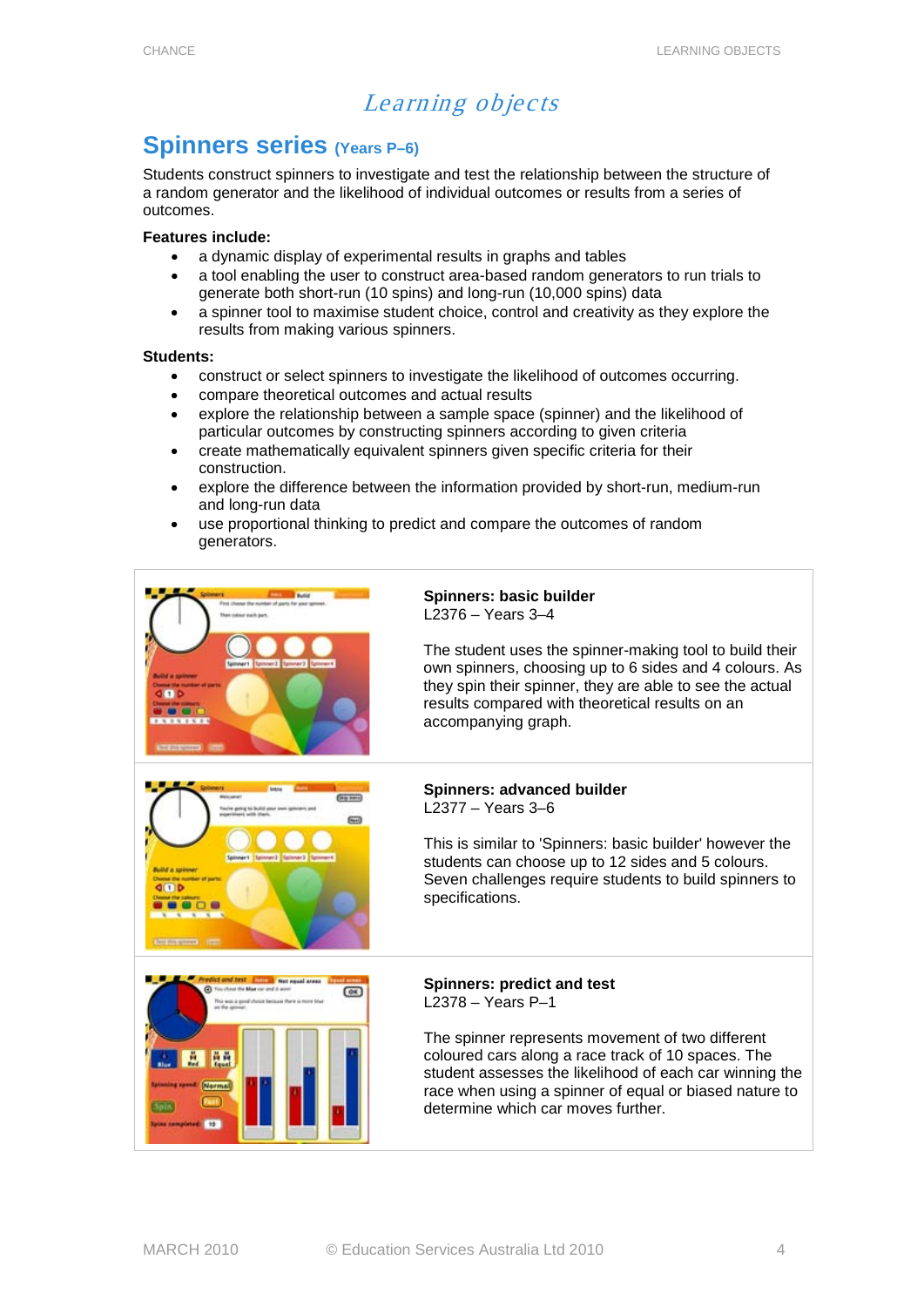# *Learning objects*

## Spinners series (Years P–6)

Students construct spinners to investigate and test the relationship between the structure of a random generator and the likelihood of individual outcomes or results from a series of outcomes.

**Features include:**

- a dynamic display of experimental results in graphs and tables
- a tool enabling the user to construct area-based random generators to run trials to generate both short-run (10 spins) and long-run (10,000 spins) data
- a spinner tool to maximise student choice, control and creativity as they explore the results from making various spinners.

**Students:**

- construct or select spinners to investigate the likelihood of outcomes occurring.
- compare theoretical outcomes and actual results
- explore the relationship between a sample space (spinner) and the likelihood of particular outcomes by constructing spinners according to given criteria
- create mathematically equivalent spinners given specific criteria for their construction.
- explore the difference between the information provided by short-run, medium-run and long-run data
- use proportional thinking to predict and compare the outcomes of random generators.

**Spinners: basic builder**
L2376 – Years 3–4

The student uses the spinner-making tool to build their own spinners, choosing up to 6 sides and 4 colours. As they spin their spinner, they are able to see the actual results compared with theoretical results on an accompanying graph.

**Spinners: advanced builder**
L2377 – Years 3–6

This is similar to 'Spinners: basic builder' however the students can choose up to 12 sides and 5 colours. Seven challenges require students to build spinners to specifications.

**Spinners: predict and test**
L2378 – Years P–1

The spinner represents movement of two different coloured cars along a race track of 10 spaces. The student assesses the likelihood of each car winning the race when using a spinner of equal or biased nature to determine which car moves further.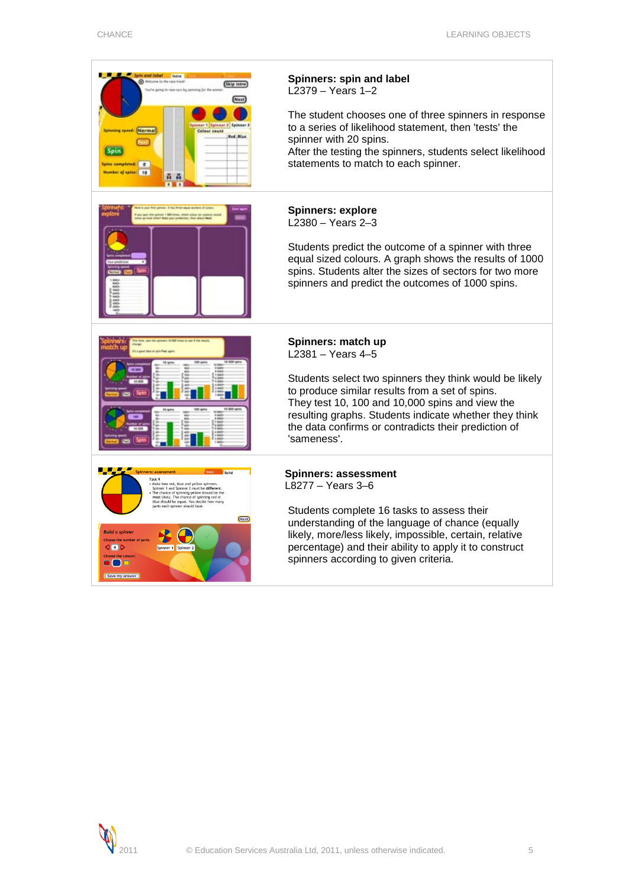**Spinners: spin and label**
L2379 – Years 1–2

The student chooses one of three spinners in response to a series of likelihood statement, then 'tests' the spinner with 20 spins.
After the testing the spinners, students select likelihood statements to match to each spinner.

**Spinners: explore**
L2380 – Years 2–3

Students predict the outcome of a spinner with three equal sized colours. A graph shows the results of 1000 spins. Students alter the sizes of sectors for two more spinners and predict the outcomes of 1000 spins.

**Spinners: match up**
L2381 – Years 4–5

Students select two spinners they think would be likely to produce similar results from a set of spins.
They test 10, 100 and 10,000 spins and view the resulting graphs. Students indicate whether they think the data confirms or contradicts their prediction of 'sameness'.

**Spinners: assessment**
L8277 – Years 3–6

Students complete 16 tasks to assess their understanding of the language of chance (equally likely, more/less likely, impossible, certain, relative percentage) and their ability to apply it to construct spinners according to given criteria.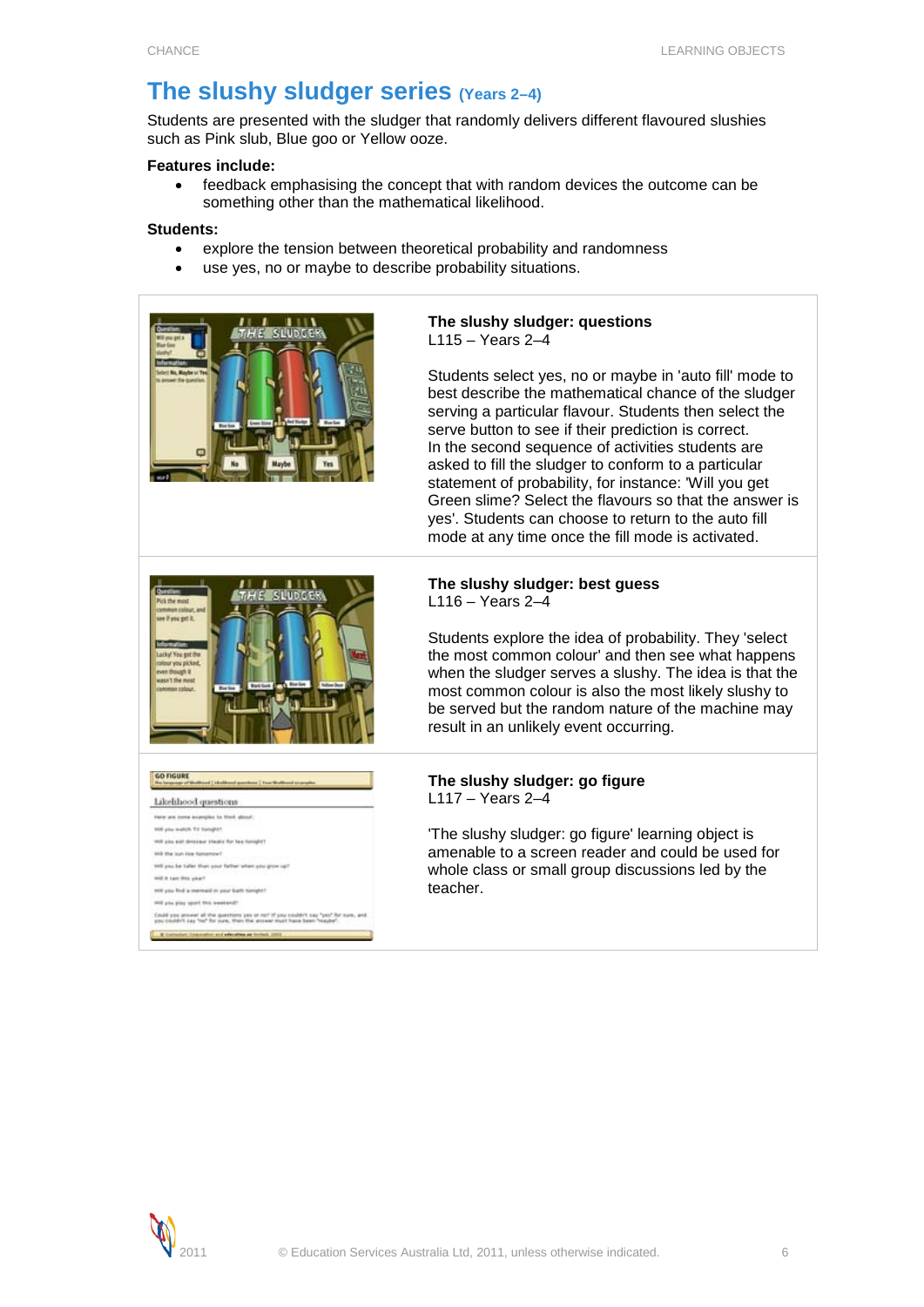# The slushy sludger series (Years 2–4)

Students are presented with the sludger that randomly delivers different flavoured slushies such as Pink slub, Blue goo or Yellow ooze.

**Features include:**

- feedback emphasising the concept that with random devices the outcome can be something other than the mathematical likelihood.

**Students:**

- explore the tension between theoretical probability and randomness
- use yes, no or maybe to describe probability situations.

**The slushy sludger: questions**
L115 – Years 2–4

Students select yes, no or maybe in 'auto fill' mode to best describe the mathematical chance of the sludger serving a particular flavour. Students then select the serve button to see if their prediction is correct. In the second sequence of activities students are asked to fill the sludger to conform to a particular statement of probability, for instance: 'Will you get Green slime? Select the flavours so that the answer is yes'. Students can choose to return to the auto fill mode at any time once the fill mode is activated.

**The slushy sludger: best guess**
L116 – Years 2–4

Students explore the idea of probability. They 'select the most common colour' and then see what happens when the sludger serves a slushy. The idea is that the most common colour is also the most likely slushy to be served but the random nature of the machine may result in an unlikely event occurring.

**The slushy sludger: go figure**
L117 – Years 2–4

'The slushy sludger: go figure' learning object is amenable to a screen reader and could be used for whole class or small group discussions led by the teacher.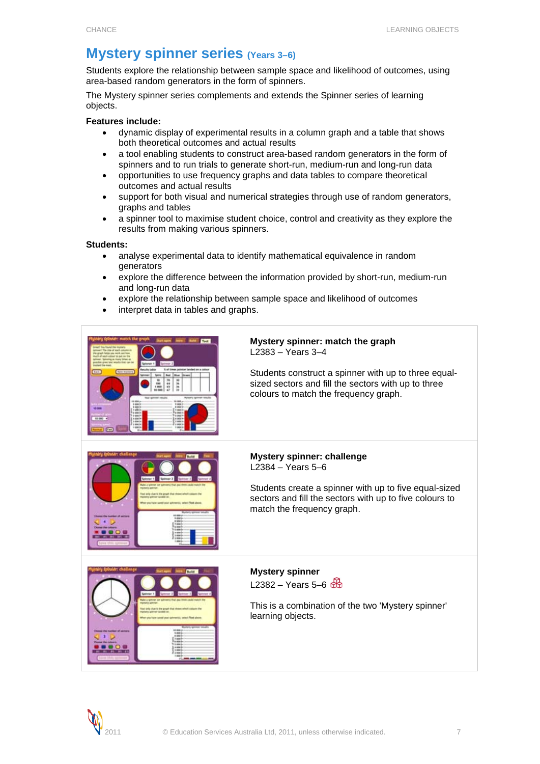# Mystery spinner series (Years 3–6)

Students explore the relationship between sample space and likelihood of outcomes, using area-based random generators in the form of spinners.

The Mystery spinner series complements and extends the Spinner series of learning objects.

**Features include:**

- dynamic display of experimental results in a column graph and a table that shows both theoretical outcomes and actual results
- a tool enabling students to construct area-based random generators in the form of spinners and to run trials to generate short-run, medium-run and long-run data
- opportunities to use frequency graphs and data tables to compare theoretical outcomes and actual results
- support for both visual and numerical strategies through use of random generators, graphs and tables
- a spinner tool to maximise student choice, control and creativity as they explore the results from making various spinners.

**Students:**

- analyse experimental data to identify mathematical equivalence in random generators
- explore the difference between the information provided by short-run, medium-run and long-run data
- explore the relationship between sample space and likelihood of outcomes
- interpret data in tables and graphs.

**Mystery spinner: match the graph**
L2383 – Years 3–4

Students construct a spinner with up to three equal-sized sectors and fill the sectors with up to three colours to match the frequency graph.

**Mystery spinner: challenge**
L2384 – Years 5–6

Students create a spinner with up to five equal-sized sectors and fill the sectors with up to five colours to match the frequency graph.

**Mystery spinner**
L2382 – Years 5–6

This is a combination of the two 'Mystery spinner' learning objects.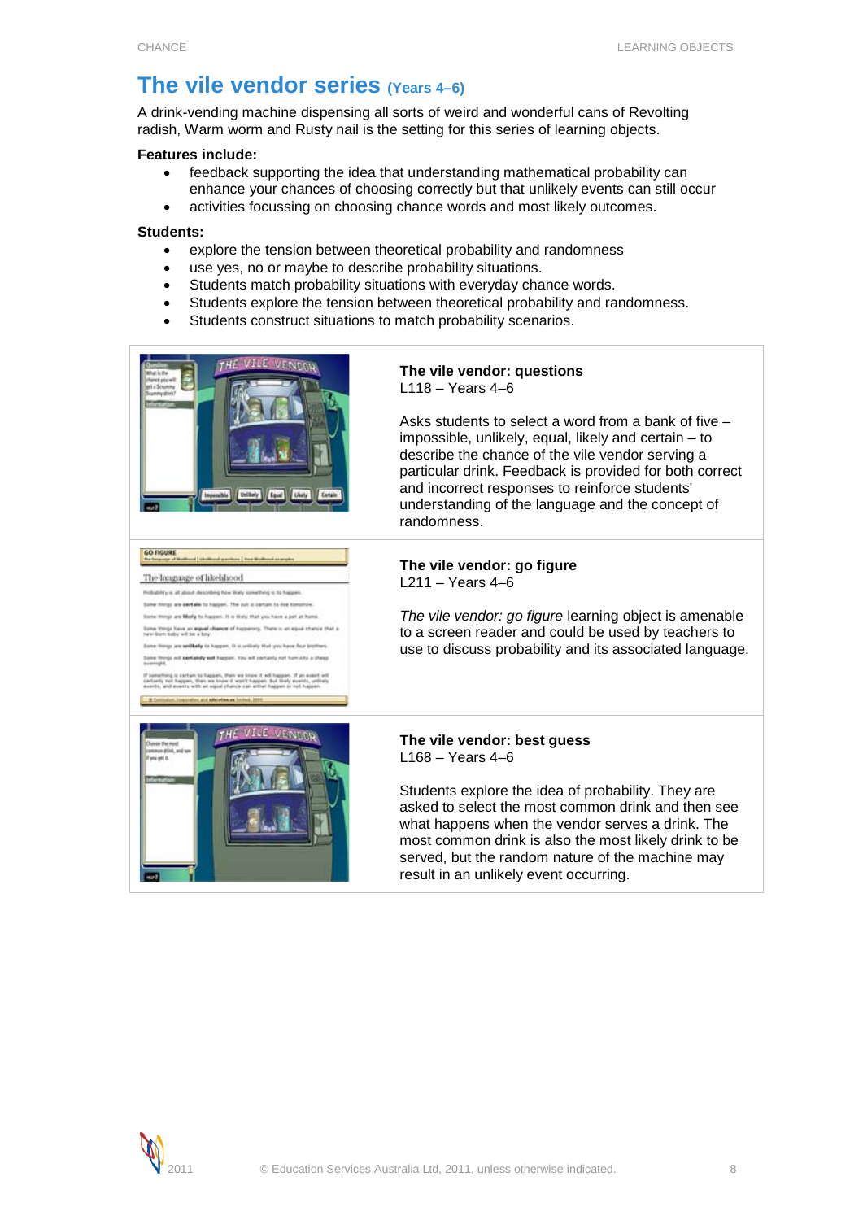# The vile vendor series (Years 4–6)

A drink-vending machine dispensing all sorts of weird and wonderful cans of Revolting radish, Warm worm and Rusty nail is the setting for this series of learning objects.

**Features include:**

- feedback supporting the idea that understanding mathematical probability can enhance your chances of choosing correctly but that unlikely events can still occur
- activities focussing on choosing chance words and most likely outcomes.

**Students:**

- explore the tension between theoretical probability and randomness
- use yes, no or maybe to describe probability situations.
- Students match probability situations with everyday chance words.
- Students explore the tension between theoretical probability and randomness.
- Students construct situations to match probability scenarios.

**The vile vendor: questions**
L118 – Years 4–6

Asks students to select a word from a bank of five – impossible, unlikely, equal, likely and certain – to describe the chance of the vile vendor serving a particular drink. Feedback is provided for both correct and incorrect responses to reinforce students' understanding of the language and the concept of randomness.

**The vile vendor: go figure**
L211 – Years 4–6

*The vile vendor: go figure* learning object is amenable to a screen reader and could be used by teachers to use to discuss probability and its associated language.

**The vile vendor: best guess**
L168 – Years 4–6

Students explore the idea of probability. They are asked to select the most common drink and then see what happens when the vendor serves a drink. The most common drink is also the most likely drink to be served, but the random nature of the machine may result in an unlikely event occurring.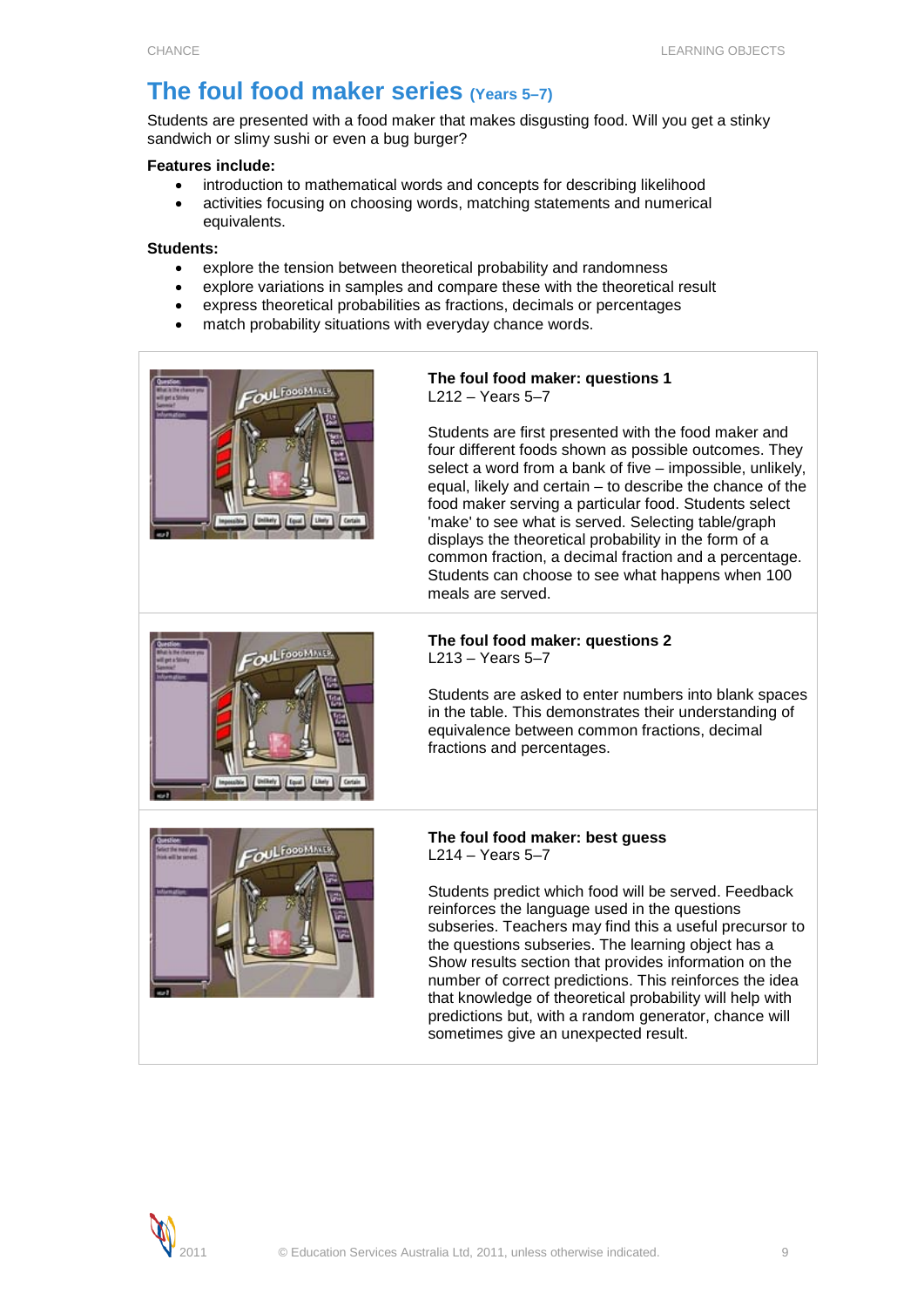# The foul food maker series (Years 5–7)

Students are presented with a food maker that makes disgusting food. Will you get a stinky sandwich or slimy sushi or even a bug burger?

**Features include:**

- introduction to mathematical words and concepts for describing likelihood
- activities focusing on choosing words, matching statements and numerical equivalents.

**Students:**

- explore the tension between theoretical probability and randomness
- explore variations in samples and compare these with the theoretical result
- express theoretical probabilities as fractions, decimals or percentages
- match probability situations with everyday chance words.

**The foul food maker: questions 1**
L212 – Years 5–7

Students are first presented with the food maker and four different foods shown as possible outcomes. They select a word from a bank of five – impossible, unlikely, equal, likely and certain – to describe the chance of the food maker serving a particular food. Students select 'make' to see what is served. Selecting table/graph displays the theoretical probability in the form of a common fraction, a decimal fraction and a percentage. Students can choose to see what happens when 100 meals are served.

**The foul food maker: questions 2**
L213 – Years 5–7

Students are asked to enter numbers into blank spaces in the table. This demonstrates their understanding of equivalence between common fractions, decimal fractions and percentages.

**The foul food maker: best guess**
L214 – Years 5–7

Students predict which food will be served. Feedback reinforces the language used in the questions subseries. Teachers may find this a useful precursor to the questions subseries. The learning object has a Show results section that provides information on the number of correct predictions. This reinforces the idea that knowledge of theoretical probability will help with predictions but, with a random generator, chance will sometimes give an unexpected result.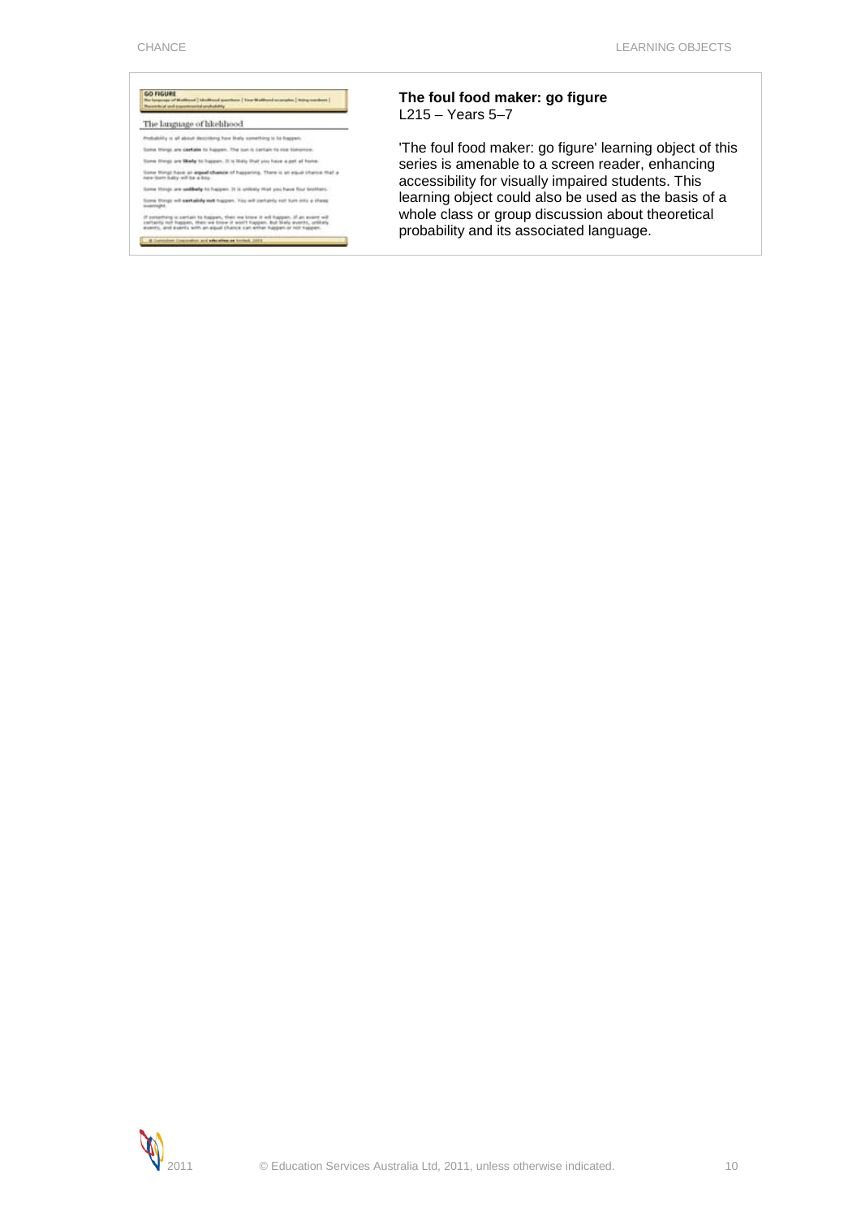**The foul food maker: go figure**
L215 – Years 5–7

'The foul food maker: go figure' learning object of this series is amenable to a screen reader, enhancing accessibility for visually impaired students. This learning object could also be used as the basis of a whole class or group discussion about theoretical probability and its associated language.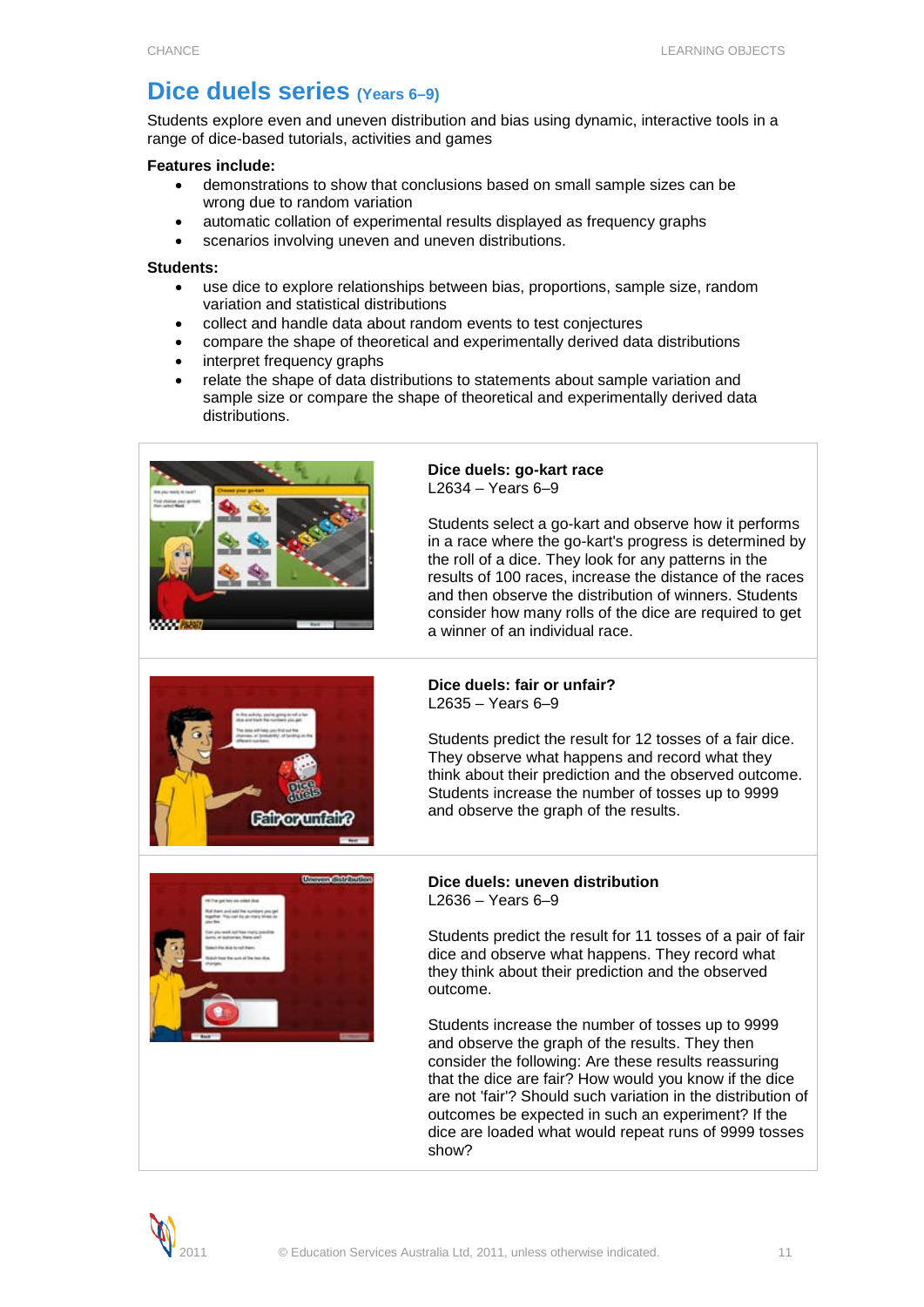# Dice duels series (Years 6–9)

Students explore even and uneven distribution and bias using dynamic, interactive tools in a range of dice-based tutorials, activities and games

**Features include:**

- demonstrations to show that conclusions based on small sample sizes can be wrong due to random variation
- automatic collation of experimental results displayed as frequency graphs
- scenarios involving uneven and uneven distributions.

**Students:**

- use dice to explore relationships between bias, proportions, sample size, random variation and statistical distributions
- collect and handle data about random events to test conjectures
- compare the shape of theoretical and experimentally derived data distributions
- interpret frequency graphs
- relate the shape of data distributions to statements about sample variation and sample size or compare the shape of theoretical and experimentally derived data distributions.

**Dice duels: go-kart race**
L2634 – Years 6–9

Students select a go-kart and observe how it performs in a race where the go-kart's progress is determined by the roll of a dice. They look for any patterns in the results of 100 races, increase the distance of the races and then observe the distribution of winners. Students consider how many rolls of the dice are required to get a winner of an individual race.

**Dice duels: fair or unfair?**
L2635 – Years 6–9

Students predict the result for 12 tosses of a fair dice. They observe what happens and record what they think about their prediction and the observed outcome. Students increase the number of tosses up to 9999 and observe the graph of the results.

**Dice duels: uneven distribution**
L2636 – Years 6–9

Students predict the result for 11 tosses of a pair of fair dice and observe what happens. They record what they think about their prediction and the observed outcome.

Students increase the number of tosses up to 9999 and observe the graph of the results. They then consider the following: Are these results reassuring that the dice are fair? How would you know if the dice are not 'fair'? Should such variation in the distribution of outcomes be expected in such an experiment? If the dice are loaded what would repeat runs of 9999 tosses show?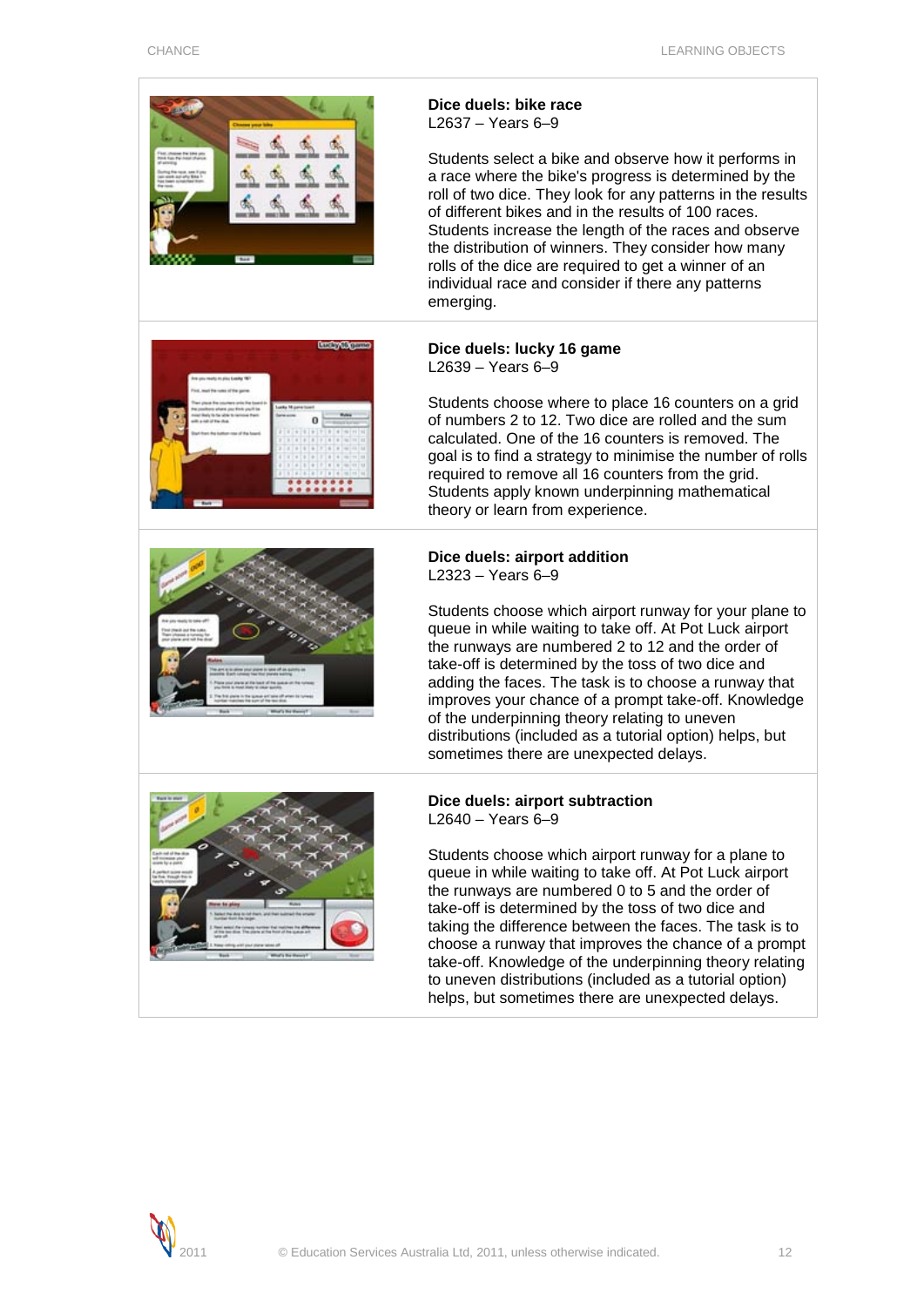**Dice duels: bike race**
L2637 – Years 6–9

Students select a bike and observe how it performs in a race where the bike's progress is determined by the roll of two dice. They look for any patterns in the results of different bikes and in the results of 100 races. Students increase the length of the races and observe the distribution of winners. They consider how many rolls of the dice are required to get a winner of an individual race and consider if there any patterns emerging.

**Dice duels: lucky 16 game**
L2639 – Years 6–9

Students choose where to place 16 counters on a grid of numbers 2 to 12. Two dice are rolled and the sum calculated. One of the 16 counters is removed. The goal is to find a strategy to minimise the number of rolls required to remove all 16 counters from the grid. Students apply known underpinning mathematical theory or learn from experience.

**Dice duels: airport addition**
L2323 – Years 6–9

Students choose which airport runway for your plane to queue in while waiting to take off. At Pot Luck airport the runways are numbered 2 to 12 and the order of take-off is determined by the toss of two dice and adding the faces. The task is to choose a runway that improves your chance of a prompt take-off. Knowledge of the underpinning theory relating to uneven distributions (included as a tutorial option) helps, but sometimes there are unexpected delays.

**Dice duels: airport subtraction**
L2640 – Years 6–9

Students choose which airport runway for a plane to queue in while waiting to take off. At Pot Luck airport the runways are numbered 0 to 5 and the order of take-off is determined by the toss of two dice and taking the difference between the faces. The task is to choose a runway that improves the chance of a prompt take-off. Knowledge of the underpinning theory relating to uneven distributions (included as a tutorial option) helps, but sometimes there are unexpected delays.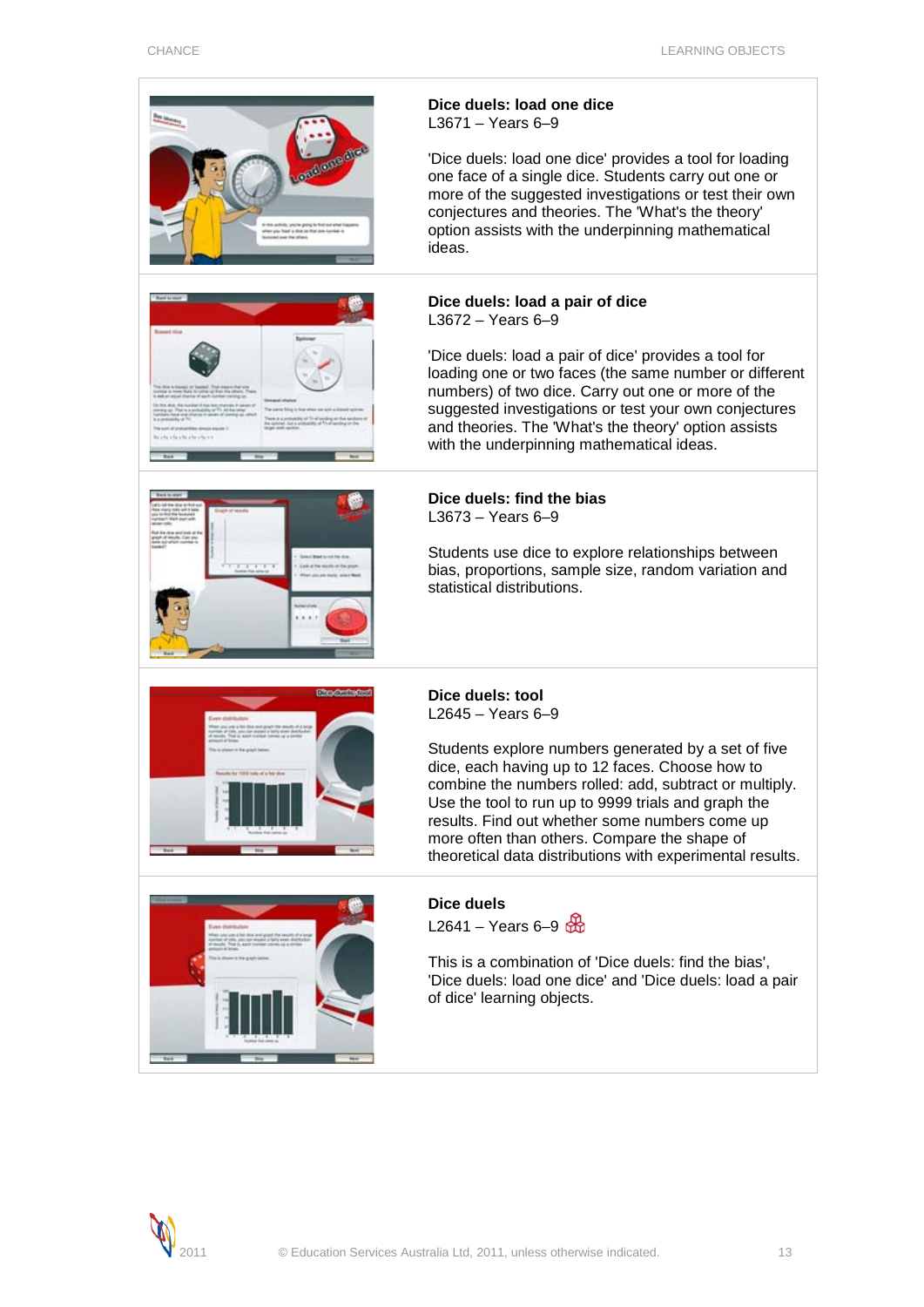### Dice duels: load one dice

L3671 – Years 6–9

'Dice duels: load one dice' provides a tool for loading one face of a single dice. Students carry out one or more of the suggested investigations or test their own conjectures and theories. The 'What's the theory' option assists with the underpinning mathematical ideas.

### Dice duels: load a pair of dice

L3672 – Years 6–9

'Dice duels: load a pair of dice' provides a tool for loading one or two faces (the same number or different numbers) of two dice. Carry out one or more of the suggested investigations or test your own conjectures and theories. The 'What's the theory' option assists with the underpinning mathematical ideas.

### Dice duels: find the bias

L3673 – Years 6–9

Students use dice to explore relationships between bias, proportions, sample size, random variation and statistical distributions.

### Dice duels: tool

L2645 – Years 6–9

Students explore numbers generated by a set of five dice, each having up to 12 faces. Choose how to combine the numbers rolled: add, subtract or multiply. Use the tool to run up to 9999 trials and graph the results. Find out whether some numbers come up more often than others. Compare the shape of theoretical data distributions with experimental results.

### Dice duels

L2641 – Years 6–9

This is a combination of 'Dice duels: find the bias', 'Dice duels: load one dice' and 'Dice duels: load a pair of dice' learning objects.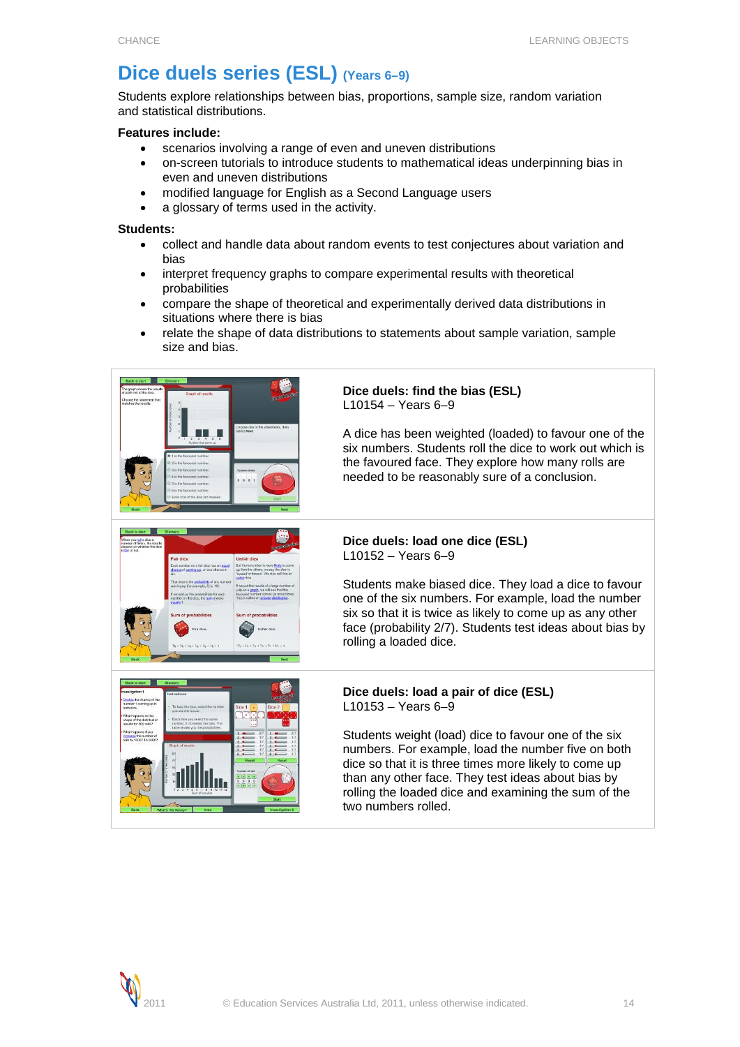# Dice duels series (ESL) (Years 6–9)

Students explore relationships between bias, proportions, sample size, random variation and statistical distributions.

**Features include:**

- scenarios involving a range of even and uneven distributions
- on-screen tutorials to introduce students to mathematical ideas underpinning bias in even and uneven distributions
- modified language for English as a Second Language users
- a glossary of terms used in the activity.

**Students:**

- collect and handle data about random events to test conjectures about variation and bias
- interpret frequency graphs to compare experimental results with theoretical probabilities
- compare the shape of theoretical and experimentally derived data distributions in situations where there is bias
- relate the shape of data distributions to statements about sample variation, sample size and bias.

**Dice duels: find the bias (ESL)**
L10154 – Years 6–9

A dice has been weighted (loaded) to favour one of the six numbers. Students roll the dice to work out which is the favoured face. They explore how many rolls are needed to be reasonably sure of a conclusion.

**Dice duels: load one dice (ESL)**
L10152 – Years 6–9

Students make biased dice. They load a dice to favour one of the six numbers. For example, load the number six so that it is twice as likely to come up as any other face (probability 2/7). Students test ideas about bias by rolling a loaded dice.

**Dice duels: load a pair of dice (ESL)**
L10153 – Years 6–9

Students weight (load) dice to favour one of the six numbers. For example, load the number five on both dice so that it is three times more likely to come up than any other face. They test ideas about bias by rolling the loaded dice and examining the sum of the two numbers rolled.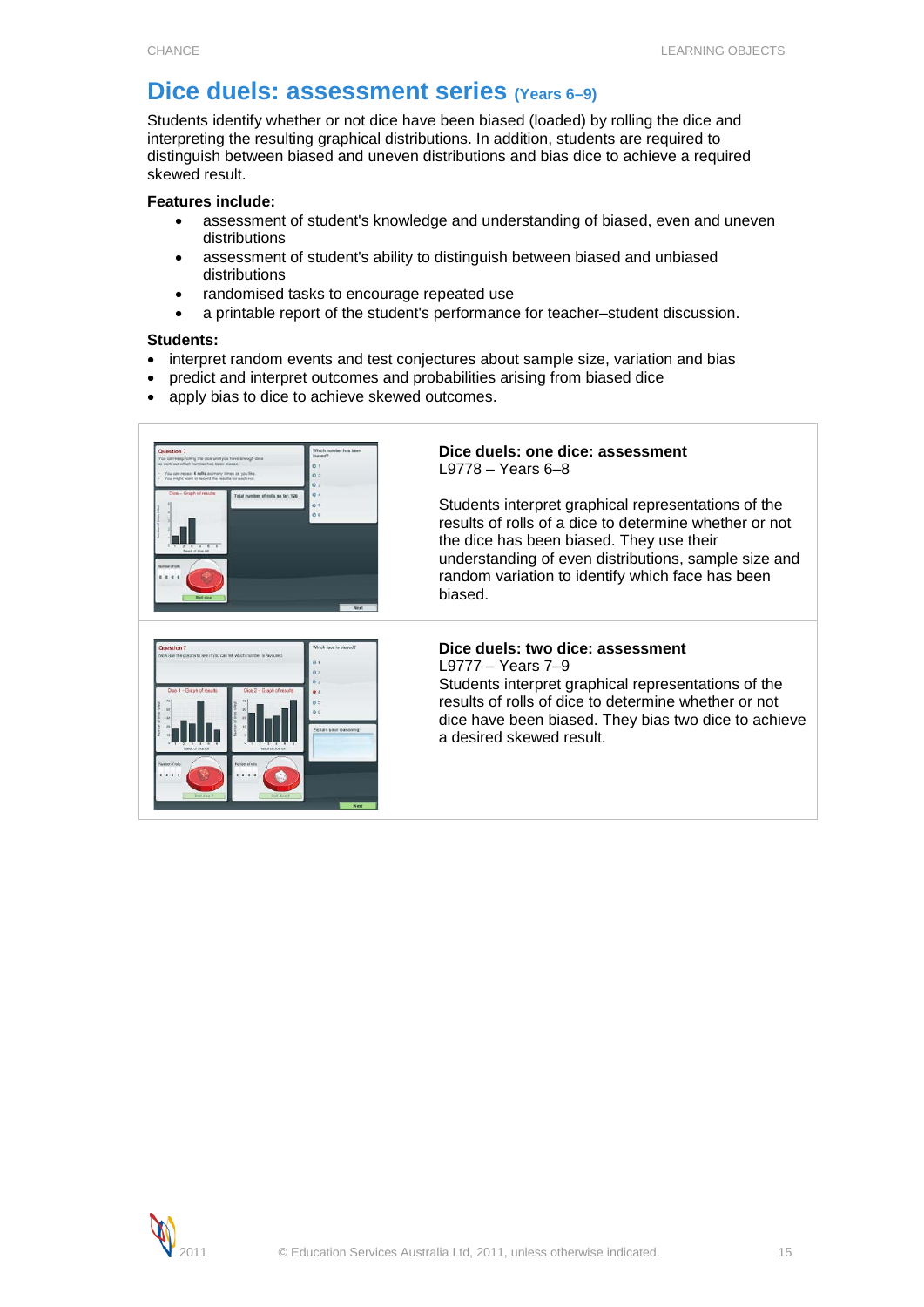# Dice duels: assessment series (Years 6–9)

Students identify whether or not dice have been biased (loaded) by rolling the dice and interpreting the resulting graphical distributions. In addition, students are required to distinguish between biased and uneven distributions and bias dice to achieve a required skewed result.

**Features include:**

- assessment of student's knowledge and understanding of biased, even and uneven distributions
- assessment of student's ability to distinguish between biased and unbiased distributions
- randomised tasks to encourage repeated use
- a printable report of the student's performance for teacher–student discussion.

**Students:**

- interpret random events and test conjectures about sample size, variation and bias
- predict and interpret outcomes and probabilities arising from biased dice
- apply bias to dice to achieve skewed outcomes.

**Dice duels: one dice: assessment**
L9778 – Years 6–8

Students interpret graphical representations of the results of rolls of a dice to determine whether or not the dice has been biased. They use their understanding of even distributions, sample size and random variation to identify which face has been biased.

**Dice duels: two dice: assessment**
L9777 – Years 7–9
Students interpret graphical representations of the results of rolls of dice to determine whether or not dice have been biased. They bias two dice to achieve a desired skewed result.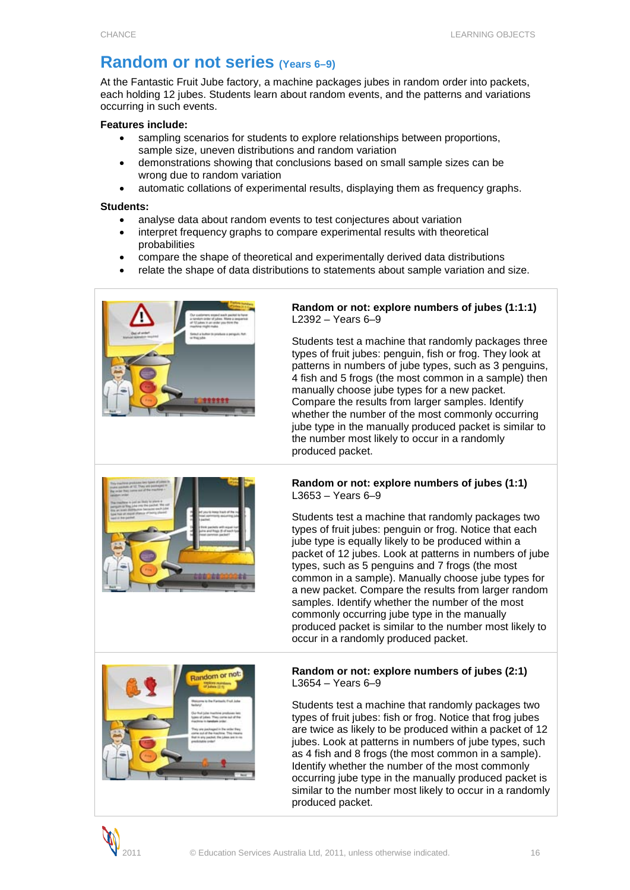# Random or not series (Years 6–9)

At the Fantastic Fruit Jube factory, a machine packages jubes in random order into packets, each holding 12 jubes. Students learn about random events, and the patterns and variations occurring in such events.

**Features include:**

- sampling scenarios for students to explore relationships between proportions, sample size, uneven distributions and random variation
- demonstrations showing that conclusions based on small sample sizes can be wrong due to random variation
- automatic collations of experimental results, displaying them as frequency graphs.

**Students:**

- analyse data about random events to test conjectures about variation
- interpret frequency graphs to compare experimental results with theoretical probabilities
- compare the shape of theoretical and experimentally derived data distributions
- relate the shape of data distributions to statements about sample variation and size.

**Random or not: explore numbers of jubes (1:1:1)**
L2392 – Years 6–9

Students test a machine that randomly packages three types of fruit jubes: penguin, fish or frog. They look at patterns in numbers of jube types, such as 3 penguins, 4 fish and 5 frogs (the most common in a sample) then manually choose jube types for a new packet. Compare the results from larger samples. Identify whether the number of the most commonly occurring jube type in the manually produced packet is similar to the number most likely to occur in a randomly produced packet.

**Random or not: explore numbers of jubes (1:1)**
L3653 – Years 6–9

Students test a machine that randomly packages two types of fruit jubes: penguin or frog. Notice that each jube type is equally likely to be produced within a packet of 12 jubes. Look at patterns in numbers of jube types, such as 5 penguins and 7 frogs (the most common in a sample). Manually choose jube types for a new packet. Compare the results from larger random samples. Identify whether the number of the most commonly occurring jube type in the manually produced packet is similar to the number most likely to occur in a randomly produced packet.

**Random or not: explore numbers of jubes (2:1)**
L3654 – Years 6–9

Students test a machine that randomly packages two types of fruit jubes: fish or frog. Notice that frog jubes are twice as likely to be produced within a packet of 12 jubes. Look at patterns in numbers of jube types, such as 4 fish and 8 frogs (the most common in a sample). Identify whether the number of the most commonly occurring jube type in the manually produced packet is similar to the number most likely to occur in a randomly produced packet.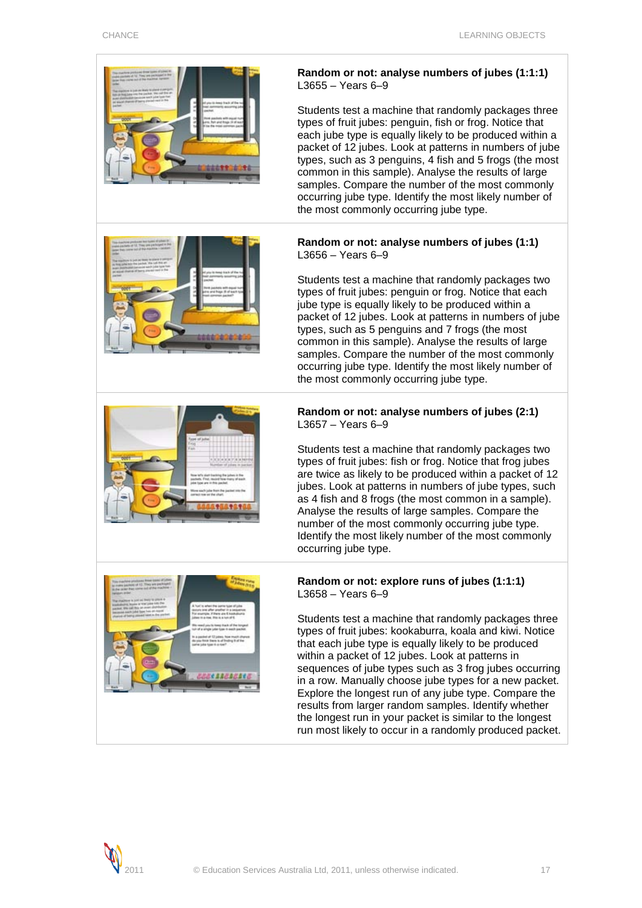### Random or not: analyse numbers of jubes (1:1:1)

L3655 – Years 6–9

Students test a machine that randomly packages three types of fruit jubes: penguin, fish or frog. Notice that each jube type is equally likely to be produced within a packet of 12 jubes. Look at patterns in numbers of jube types, such as 3 penguins, 4 fish and 5 frogs (the most common in this sample). Analyse the results of large samples. Compare the number of the most commonly occurring jube type. Identify the most likely number of the most commonly occurring jube type.

### Random or not: analyse numbers of jubes (1:1)

L3656 – Years 6–9

Students test a machine that randomly packages two types of fruit jubes: penguin or frog. Notice that each jube type is equally likely to be produced within a packet of 12 jubes. Look at patterns in numbers of jube types, such as 5 penguins and 7 frogs (the most common in this sample). Analyse the results of large samples. Compare the number of the most commonly occurring jube type. Identify the most likely number of the most commonly occurring jube type.

### Random or not: analyse numbers of jubes (2:1)

L3657 – Years 6–9

Students test a machine that randomly packages two types of fruit jubes: fish or frog. Notice that frog jubes are twice as likely to be produced within a packet of 12 jubes. Look at patterns in numbers of jube types, such as 4 fish and 8 frogs (the most common in a sample). Analyse the results of large samples. Compare the number of the most commonly occurring jube type. Identify the most likely number of the most commonly occurring jube type.

### Random or not: explore runs of jubes (1:1:1)

L3658 – Years 6–9

Students test a machine that randomly packages three types of fruit jubes: kookaburra, koala and kiwi. Notice that each jube type is equally likely to be produced within a packet of 12 jubes. Look at patterns in sequences of jube types such as 3 frog jubes occurring in a row. Manually choose jube types for a new packet. Explore the longest run of any jube type. Compare the results from larger random samples. Identify whether the longest run in your packet is similar to the longest run most likely to occur in a randomly produced packet.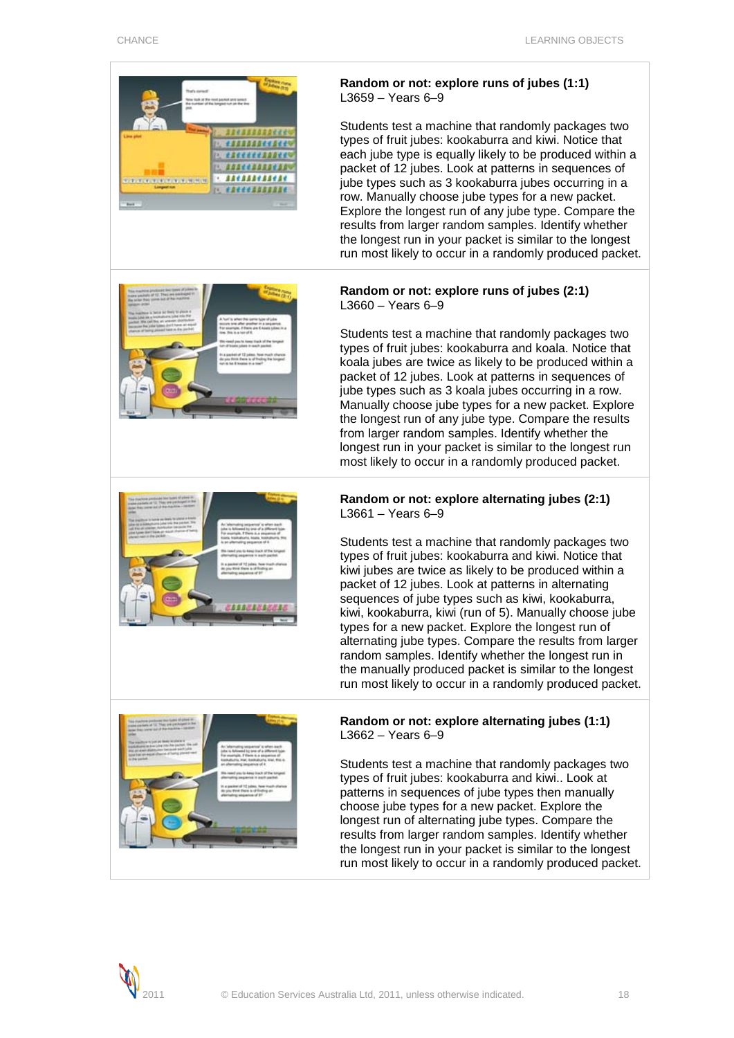### Random or not: explore runs of jubes (1:1)

L3659 – Years 6–9

Students test a machine that randomly packages two types of fruit jubes: kookaburra and kiwi. Notice that each jube type is equally likely to be produced within a packet of 12 jubes. Look at patterns in sequences of jube types such as 3 kookaburra jubes occurring in a row. Manually choose jube types for a new packet. Explore the longest run of any jube type. Compare the results from larger random samples. Identify whether the longest run in your packet is similar to the longest run most likely to occur in a randomly produced packet.

### Random or not: explore runs of jubes (2:1)

L3660 – Years 6–9

Students test a machine that randomly packages two types of fruit jubes: kookaburra and koala. Notice that koala jubes are twice as likely to be produced within a packet of 12 jubes. Look at patterns in sequences of jube types such as 3 koala jubes occurring in a row. Manually choose jube types for a new packet. Explore the longest run of any jube type. Compare the results from larger random samples. Identify whether the longest run in your packet is similar to the longest run most likely to occur in a randomly produced packet.

### Random or not: explore alternating jubes (2:1)

L3661 – Years 6–9

Students test a machine that randomly packages two types of fruit jubes: kookaburra and kiwi. Notice that kiwi jubes are twice as likely to be produced within a packet of 12 jubes. Look at patterns in alternating sequences of jube types such as kiwi, kookaburra, kiwi, kookaburra, kiwi (run of 5). Manually choose jube types for a new packet. Explore the longest run of alternating jube types. Compare the results from larger random samples. Identify whether the longest run in the manually produced packet is similar to the longest run most likely to occur in a randomly produced packet.

### Random or not: explore alternating jubes (1:1)

L3662 – Years 6–9

Students test a machine that randomly packages two types of fruit jubes: kookaburra and kiwi.. Look at patterns in sequences of jube types then manually choose jube types for a new packet. Explore the longest run of alternating jube types. Compare the results from larger random samples. Identify whether the longest run in your packet is similar to the longest run most likely to occur in a randomly produced packet.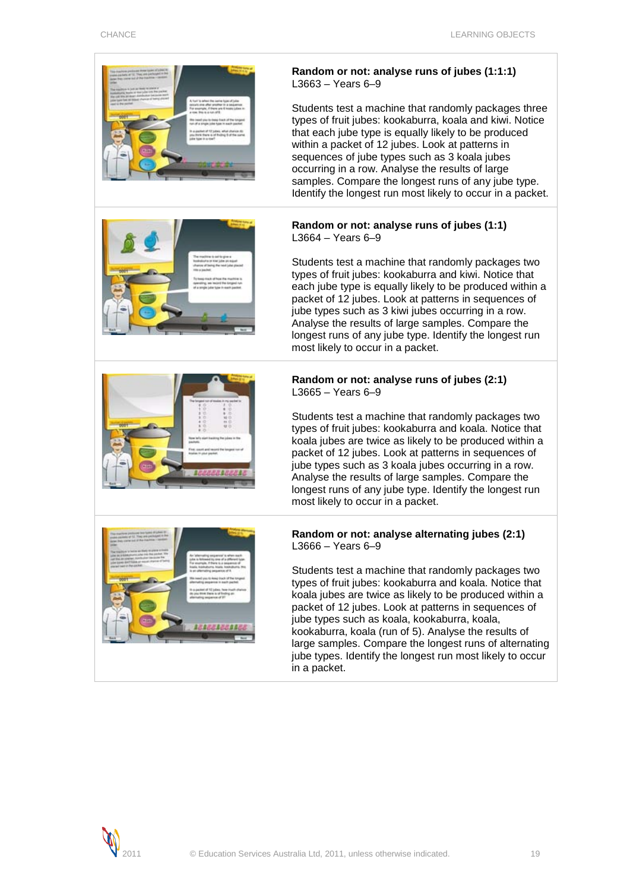### Random or not: analyse runs of jubes (1:1:1)

L3663 – Years 6–9

Students test a machine that randomly packages three types of fruit jubes: kookaburra, koala and kiwi. Notice that each jube type is equally likely to be produced within a packet of 12 jubes. Look at patterns in sequences of jube types such as 3 koala jubes occurring in a row. Analyse the results of large samples. Compare the longest runs of any jube type. Identify the longest run most likely to occur in a packet.

### Random or not: analyse runs of jubes (1:1)

L3664 – Years 6–9

Students test a machine that randomly packages two types of fruit jubes: kookaburra and kiwi. Notice that each jube type is equally likely to be produced within a packet of 12 jubes. Look at patterns in sequences of jube types such as 3 kiwi jubes occurring in a row. Analyse the results of large samples. Compare the longest runs of any jube type. Identify the longest run most likely to occur in a packet.

### Random or not: analyse runs of jubes (2:1)

L3665 – Years 6–9

Students test a machine that randomly packages two types of fruit jubes: kookaburra and koala. Notice that koala jubes are twice as likely to be produced within a packet of 12 jubes. Look at patterns in sequences of jube types such as 3 koala jubes occurring in a row. Analyse the results of large samples. Compare the longest runs of any jube type. Identify the longest run most likely to occur in a packet.

### Random or not: analyse alternating jubes (2:1)

L3666 – Years 6–9

Students test a machine that randomly packages two types of fruit jubes: kookaburra and koala. Notice that koala jubes are twice as likely to be produced within a packet of 12 jubes. Look at patterns in sequences of jube types such as koala, kookaburra, koala, kookaburra, koala (run of 5). Analyse the results of large samples. Compare the longest runs of alternating jube types. Identify the longest run most likely to occur in a packet.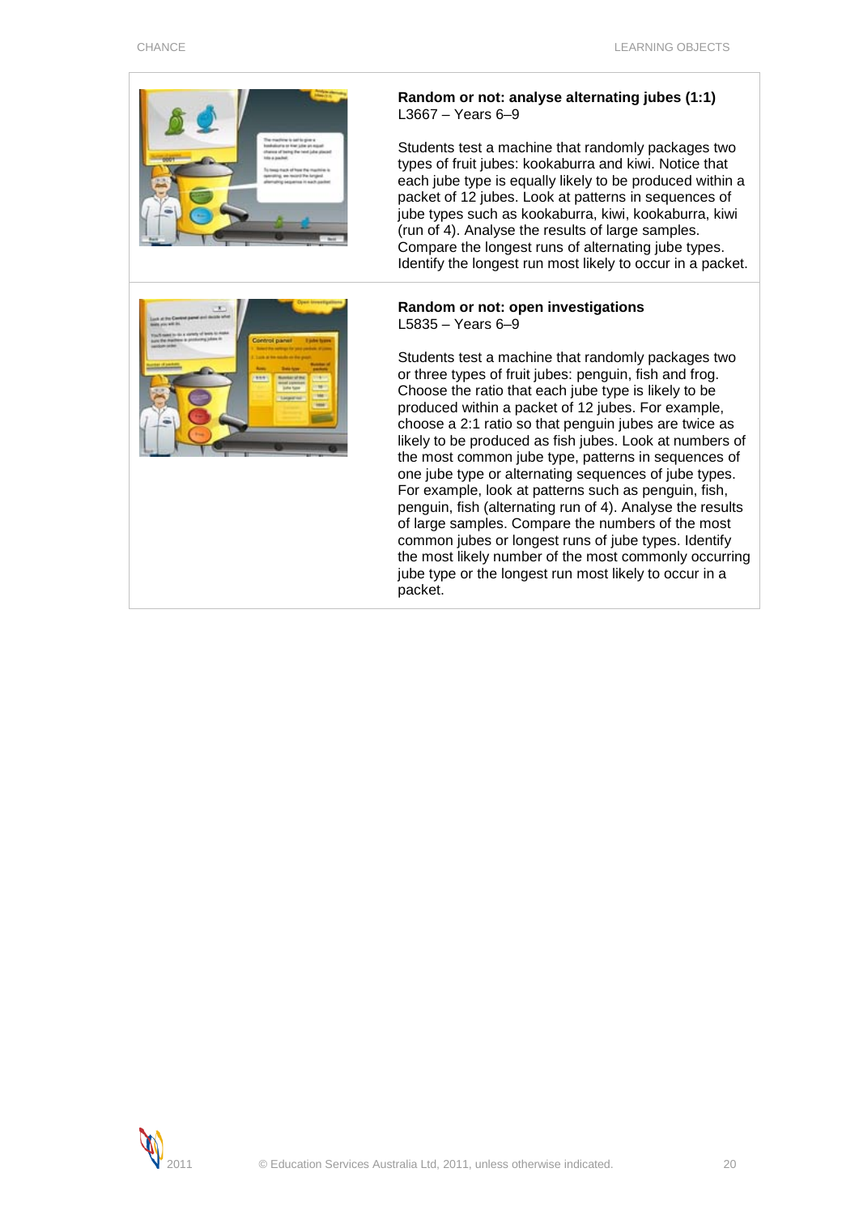**Random or not: analyse alternating jubes (1:1)**
L3667 – Years 6–9

Students test a machine that randomly packages two types of fruit jubes: kookaburra and kiwi. Notice that each jube type is equally likely to be produced within a packet of 12 jubes. Look at patterns in sequences of jube types such as kookaburra, kiwi, kookaburra, kiwi (run of 4). Analyse the results of large samples. Compare the longest runs of alternating jube types. Identify the longest run most likely to occur in a packet.

**Random or not: open investigations**
L5835 – Years 6–9

Students test a machine that randomly packages two or three types of fruit jubes: penguin, fish and frog. Choose the ratio that each jube type is likely to be produced within a packet of 12 jubes. For example, choose a 2:1 ratio so that penguin jubes are twice as likely to be produced as fish jubes. Look at numbers of the most common jube type, patterns in sequences of one jube type or alternating sequences of jube types. For example, look at patterns such as penguin, fish, penguin, fish (alternating run of 4). Analyse the results of large samples. Compare the numbers of the most common jubes or longest runs of jube types. Identify the most likely number of the most commonly occurring jube type or the longest run most likely to occur in a packet.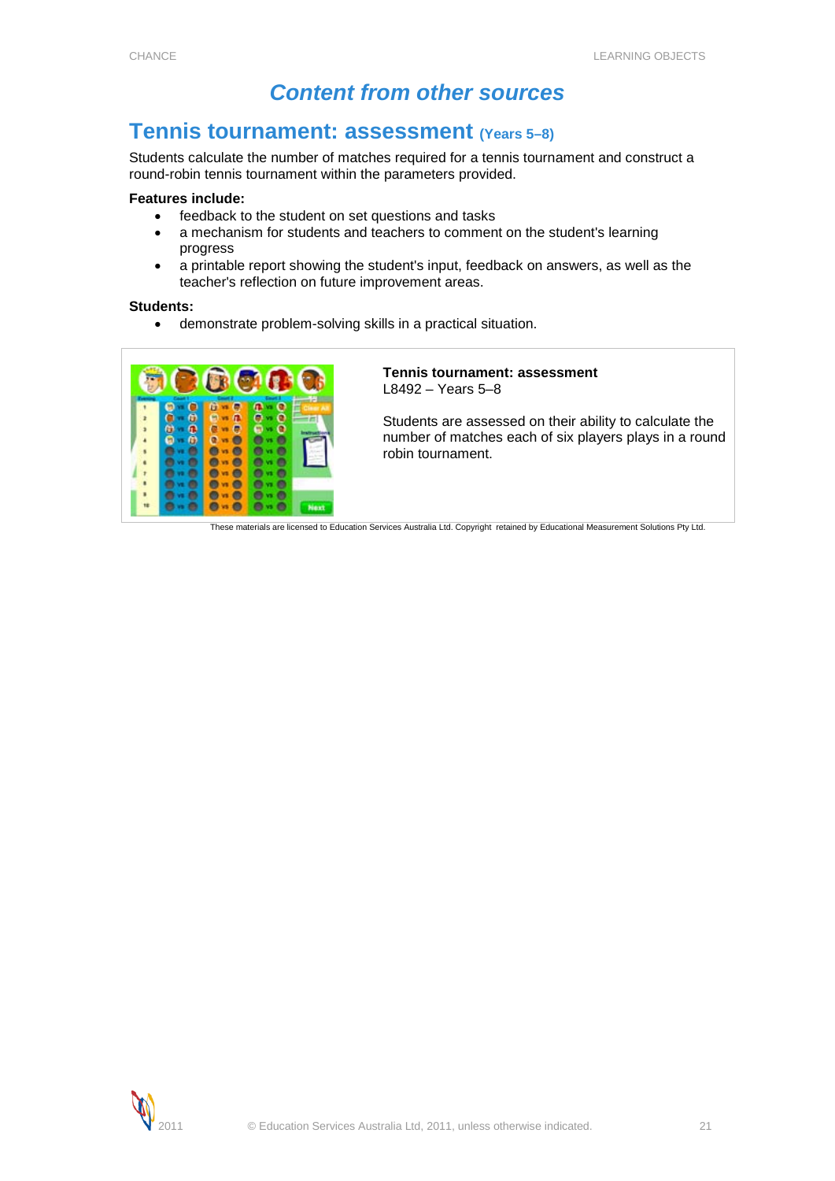# *Content from other sources*

## Tennis tournament: assessment (Years 5–8)

Students calculate the number of matches required for a tennis tournament and construct a round-robin tennis tournament within the parameters provided.

**Features include:**

- feedback to the student on set questions and tasks
- a mechanism for students and teachers to comment on the student's learning progress
- a printable report showing the student's input, feedback on answers, as well as the teacher's reflection on future improvement areas.

**Students:**

- demonstrate problem-solving skills in a practical situation.

**Tennis tournament: assessment**
L8492 – Years 5–8

Students are assessed on their ability to calculate the number of matches each of six players plays in a round robin tournament.

These materials are licensed to Education Services Australia Ltd. Copyright retained by Educational Measurement Solutions Pty Ltd.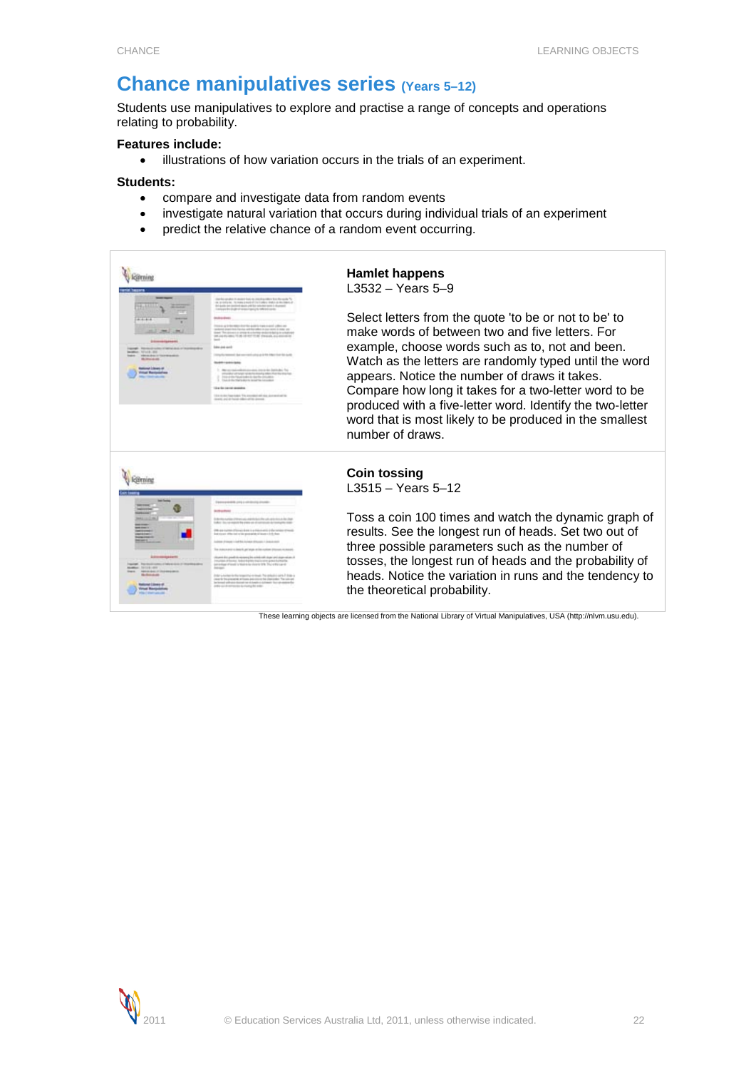# Chance manipulatives series (Years 5–12)

Students use manipulatives to explore and practise a range of concepts and operations relating to probability.

**Features include:**

- illustrations of how variation occurs in the trials of an experiment.

**Students:**

- compare and investigate data from random events
- investigate natural variation that occurs during individual trials of an experiment
- predict the relative chance of a random event occurring.

**Hamlet happens**
L3532 – Years 5–9

Select letters from the quote 'to be or not to be' to make words of between two and five letters. For example, choose words such as to, not and been. Watch as the letters are randomly typed until the word appears. Notice the number of draws it takes. Compare how long it takes for a two-letter word to be produced with a five-letter word. Identify the two-letter word that is most likely to be produced in the smallest number of draws.

**Coin tossing**
L3515 – Years 5–12

Toss a coin 100 times and watch the dynamic graph of results. See the longest run of heads. Set two out of three possible parameters such as the number of tosses, the longest run of heads and the probability of heads. Notice the variation in runs and the tendency to the theoretical probability.

These learning objects are licensed from the National Library of Virtual Manipulatives, USA (http://nlvm.usu.edu).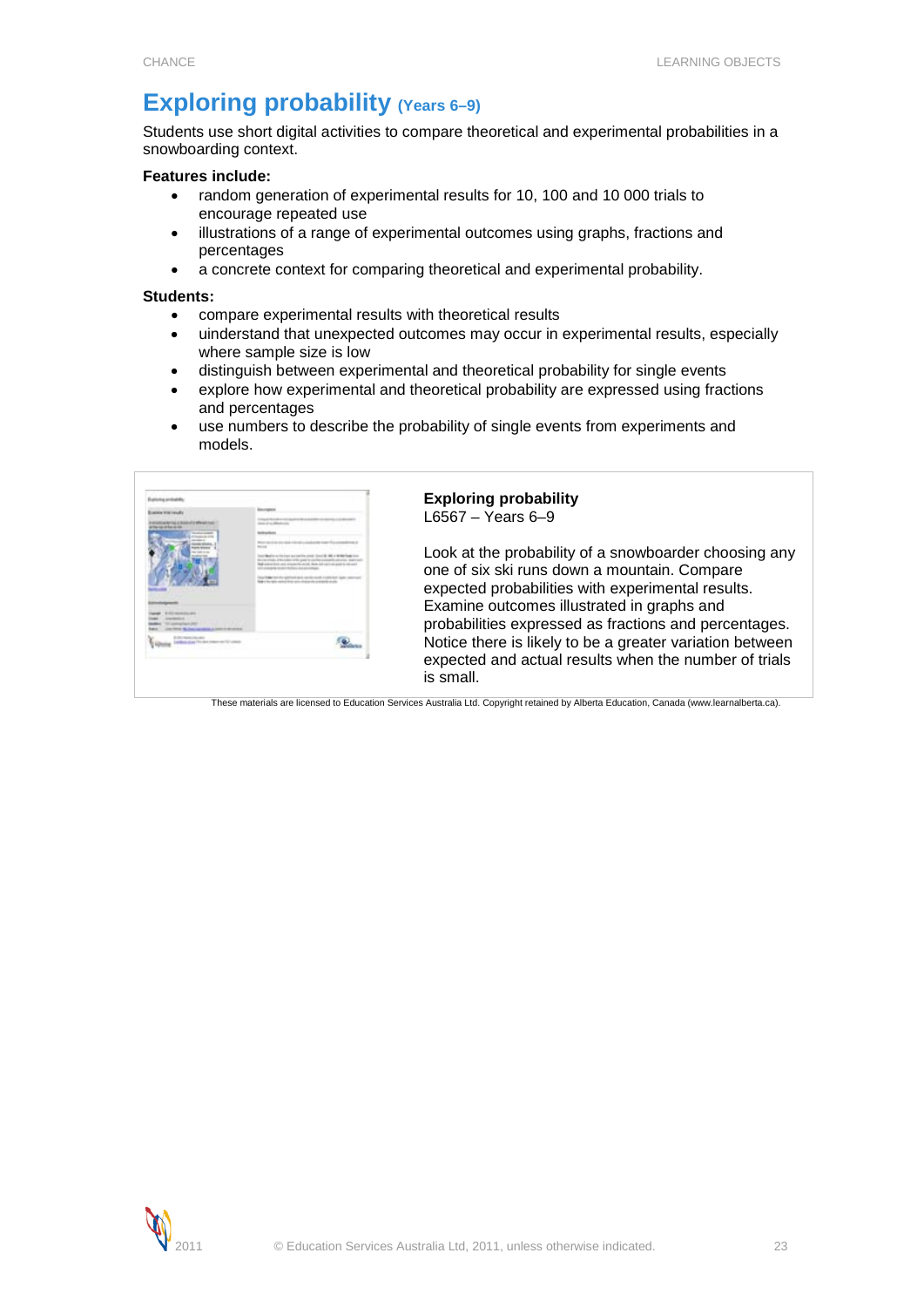# Exploring probability (Years 6–9)

Students use short digital activities to compare theoretical and experimental probabilities in a snowboarding context.

**Features include:**

- random generation of experimental results for 10, 100 and 10 000 trials to encourage repeated use
- illustrations of a range of experimental outcomes using graphs, fractions and percentages
- a concrete context for comparing theoretical and experimental probability.

**Students:**

- compare experimental results with theoretical results
- understand that unexpected outcomes may occur in experimental results, especially where sample size is low
- distinguish between experimental and theoretical probability for single events
- explore how experimental and theoretical probability are expressed using fractions and percentages
- use numbers to describe the probability of single events from experiments and models.

**Exploring probability**
L6567 – Years 6–9

Look at the probability of a snowboarder choosing any one of six ski runs down a mountain. Compare expected probabilities with experimental results. Examine outcomes illustrated in graphs and probabilities expressed as fractions and percentages. Notice there is likely to be a greater variation between expected and actual results when the number of trials is small.

These materials are licensed to Education Services Australia Ltd. Copyright retained by Alberta Education, Canada (www.learnalberta.ca).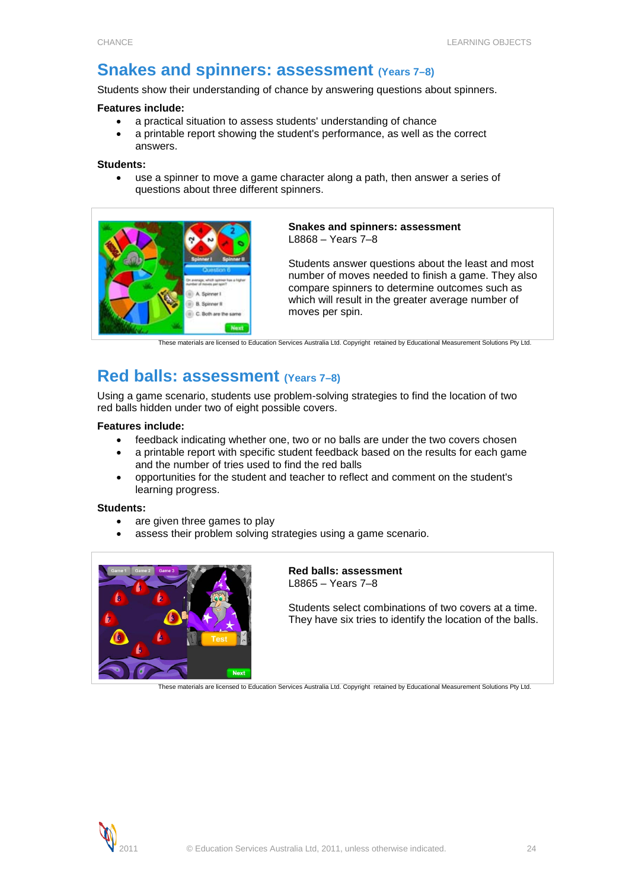## Snakes and spinners: assessment (Years 7–8)

Students show their understanding of chance by answering questions about spinners.

**Features include:**

- a practical situation to assess students' understanding of chance
- a printable report showing the student's performance, as well as the correct answers.

**Students:**

- use a spinner to move a game character along a path, then answer a series of questions about three different spinners.

**Snakes and spinners: assessment**
L8868 – Years 7–8

Students answer questions about the least and most number of moves needed to finish a game. They also compare spinners to determine outcomes such as which will result in the greater average number of moves per spin.

These materials are licensed to Education Services Australia Ltd. Copyright retained by Educational Measurement Solutions Pty Ltd.

## Red balls: assessment (Years 7–8)

Using a game scenario, students use problem-solving strategies to find the location of two red balls hidden under two of eight possible covers.

**Features include:**

- feedback indicating whether one, two or no balls are under the two covers chosen
- a printable report with specific student feedback based on the results for each game and the number of tries used to find the red balls
- opportunities for the student and teacher to reflect and comment on the student's learning progress.

**Students:**

- are given three games to play
- assess their problem solving strategies using a game scenario.

**Red balls: assessment**
L8865 – Years 7–8

Students select combinations of two covers at a time. They have six tries to identify the location of the balls.

These materials are licensed to Education Services Australia Ltd. Copyright retained by Educational Measurement Solutions Pty Ltd.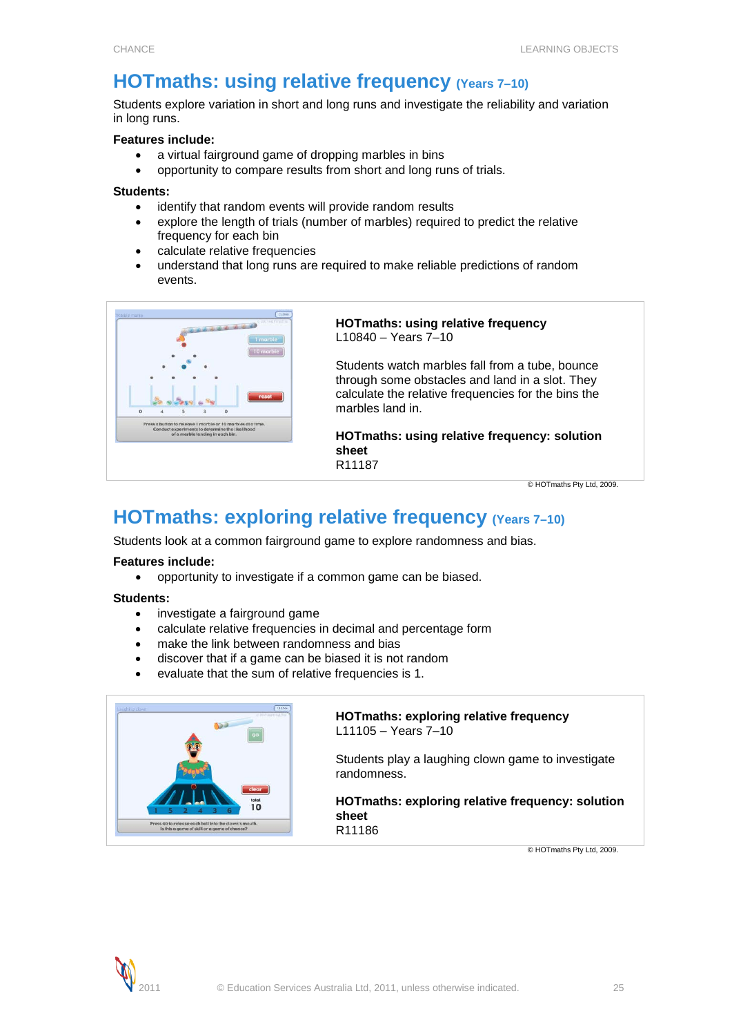## HOTmaths: using relative frequency (Years 7–10)

Students explore variation in short and long runs and investigate the reliability and variation in long runs.

**Features include:**

- a virtual fairground game of dropping marbles in bins
- opportunity to compare results from short and long runs of trials.

**Students:**

- identify that random events will provide random results
- explore the length of trials (number of marbles) required to predict the relative frequency for each bin
- calculate relative frequencies
- understand that long runs are required to make reliable predictions of random events.

**HOTmaths: using relative frequency**
L10840 – Years 7–10

Students watch marbles fall from a tube, bounce through some obstacles and land in a slot. They calculate the relative frequencies for the bins the marbles land in.

**HOTmaths: using relative frequency: solution sheet**
R11187

© HOTmaths Pty Ltd, 2009.

## HOTmaths: exploring relative frequency (Years 7–10)

Students look at a common fairground game to explore randomness and bias.

**Features include:**

- opportunity to investigate if a common game can be biased.

**Students:**

- investigate a fairground game
- calculate relative frequencies in decimal and percentage form
- make the link between randomness and bias
- discover that if a game can be biased it is not random
- evaluate that the sum of relative frequencies is 1.

**HOTmaths: exploring relative frequency**
L11105 – Years 7–10

Students play a laughing clown game to investigate randomness.

**HOTmaths: exploring relative frequency: solution sheet**
R11186

© HOTmaths Pty Ltd, 2009.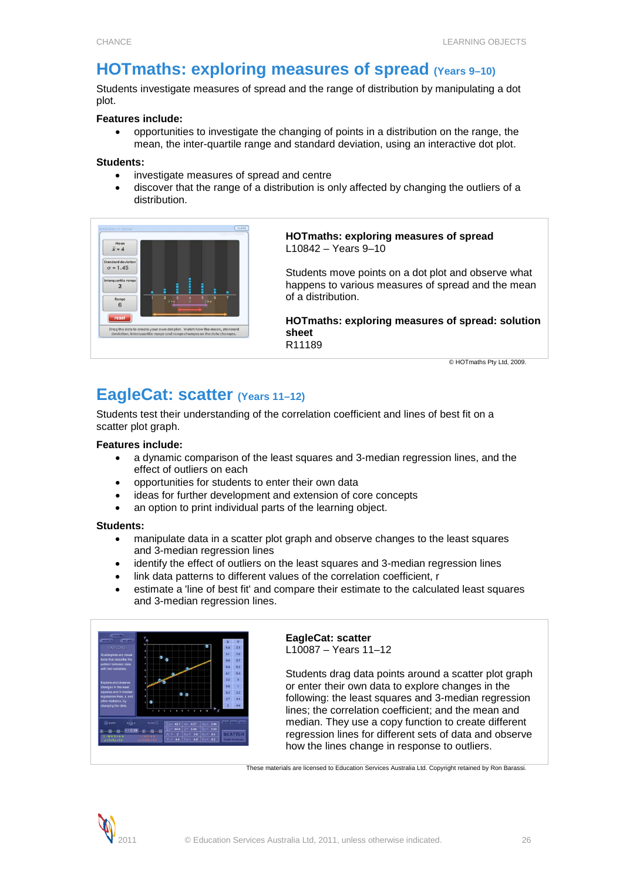## HOTmaths: exploring measures of spread (Years 9–10)

Students investigate measures of spread and the range of distribution by manipulating a dot plot.

**Features include:**

- opportunities to investigate the changing of points in a distribution on the range, the mean, the inter-quartile range and standard deviation, using an interactive dot plot.

**Students:**

- investigate measures of spread and centre
- discover that the range of a distribution is only affected by changing the outliers of a distribution.

**HOTmaths: exploring measures of spread**
L10842 – Years 9–10

Students move points on a dot plot and observe what happens to various measures of spread and the mean of a distribution.

**HOTmaths: exploring measures of spread: solution sheet**
R11189

© HOTmaths Pty Ltd, 2009.

## EagleCat: scatter (Years 11–12)

Students test their understanding of the correlation coefficient and lines of best fit on a scatter plot graph.

**Features include:**

- a dynamic comparison of the least squares and 3-median regression lines, and the effect of outliers on each
- opportunities for students to enter their own data
- ideas for further development and extension of core concepts
- an option to print individual parts of the learning object.

**Students:**

- manipulate data in a scatter plot graph and observe changes to the least squares and 3-median regression lines
- identify the effect of outliers on the least squares and 3-median regression lines
- link data patterns to different values of the correlation coefficient, r
- estimate a 'line of best fit' and compare their estimate to the calculated least squares and 3-median regression lines.

**EagleCat: scatter**
L10087 – Years 11–12

Students drag data points around a scatter plot graph or enter their own data to explore changes in the following: the least squares and 3-median regression lines; the correlation coefficient, r; and the mean and median. They use a copy function to create different regression lines for different sets of data and observe how the lines change in response to outliers.

These materials are licensed to Education Services Australia Ltd. Copyright retained by Ron Barassi.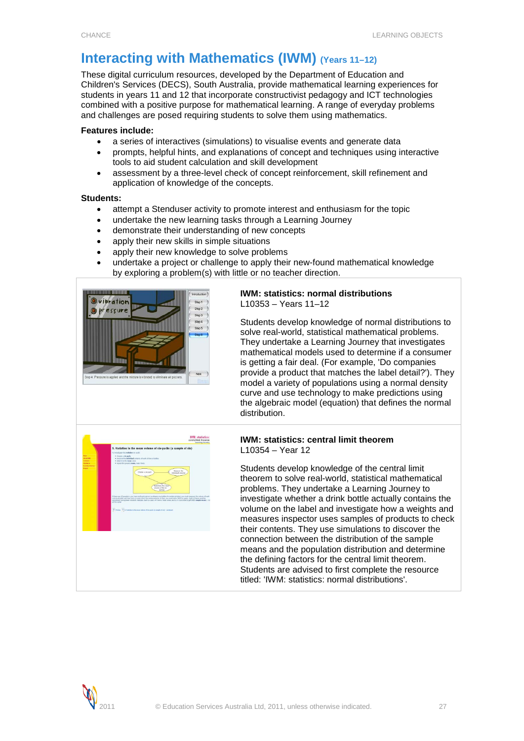# Interacting with Mathematics (IWM) (Years 11–12)

These digital curriculum resources, developed by the Department of Education and Children's Services (DECS), South Australia, provide mathematical learning experiences for students in years 11 and 12 that incorporate constructivist pedagogy and ICT technologies combined with a positive purpose for mathematical learning. A range of everyday problems and challenges are posed requiring students to solve them using mathematics.

**Features include:**

- a series of interactives (simulations) to visualise events and generate data
- prompts, helpful hints, and explanations of concept and techniques using interactive tools to aid student calculation and skill development
- assessment by a three-level check of concept reinforcement, skill refinement and application of knowledge of the concepts.

**Students:**

- attempt a Stenduser activity to promote interest and enthusiasm for the topic
- undertake the new learning tasks through a Learning Journey
- demonstrate their understanding of new concepts
- apply their new skills in simple situations
- apply their new knowledge to solve problems
- undertake a project or challenge to apply their new-found mathematical knowledge by exploring a problem(s) with little or no teacher direction.

**IWM: statistics: normal distributions**
L10353 – Years 11–12

Students develop knowledge of normal distributions to solve real-world, statistical mathematical problems. They undertake a Learning Journey that investigates mathematical models used to determine if a consumer is getting a fair deal. (For example, 'Do companies provide a product that matches the label detail?'). They model a variety of populations using a normal density curve and use technology to make predictions using the algebraic model (equation) that defines the normal distribution.

**IWM: statistics: central limit theorem**
L10354 – Year 12

Students develop knowledge of the central limit theorem to solve real-world, statistical mathematical problems. They undertake a Learning Journey to investigate whether a drink bottle actually contains the volume on the label and investigate how a weights and measures inspector uses samples of products to check their contents. They use simulations to discover the connection between the distribution of the sample means and the population distribution and determine the defining factors for the central limit theorem. Students are advised to first complete the resource titled: 'IWM: statistics: normal distributions'.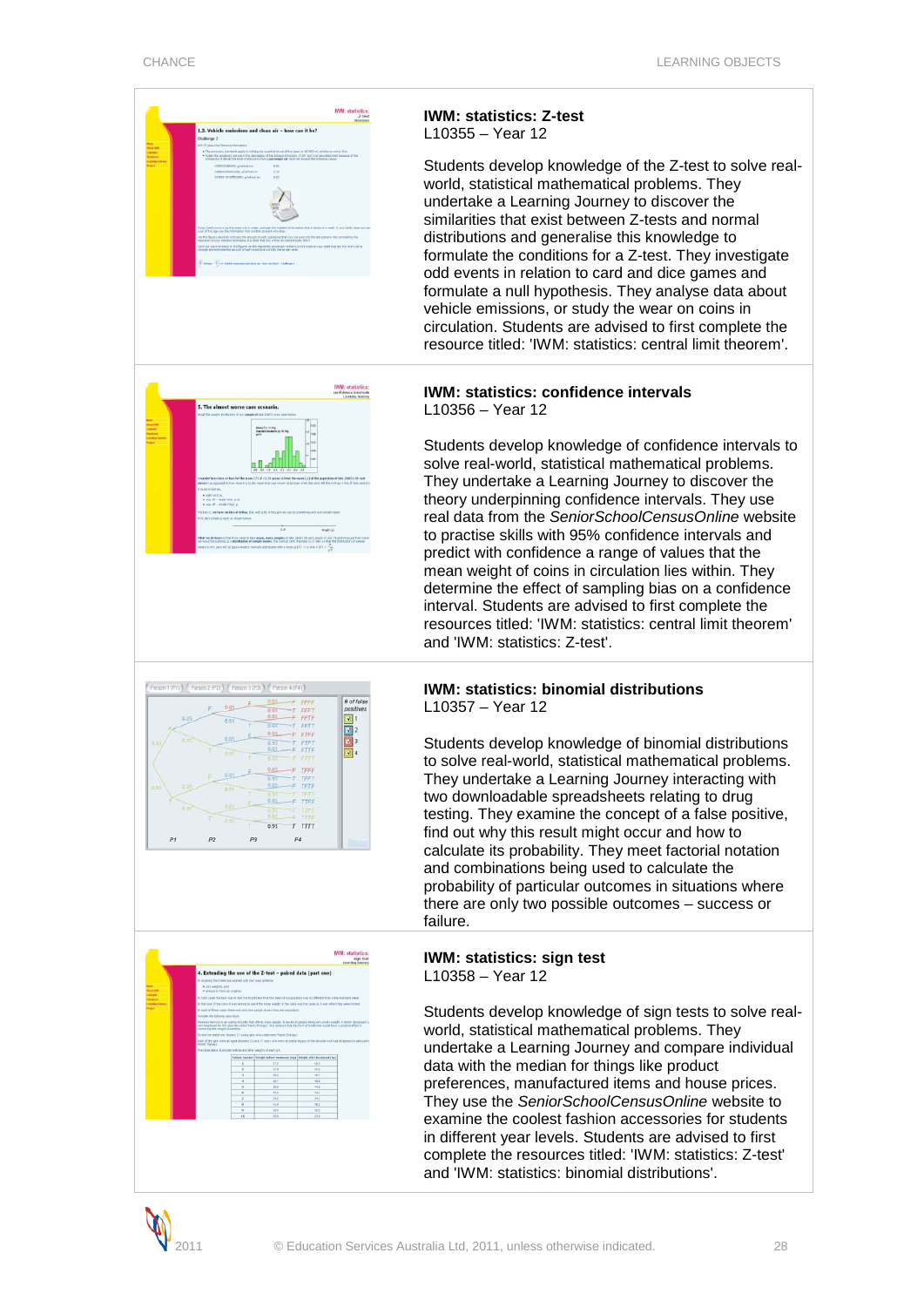**IWM: statistics: Z-test**
L10355 – Year 12

Students develop knowledge of the Z-test to solve real-world, statistical mathematical problems. They undertake a Learning Journey to discover the similarities that exist between Z-tests and normal distributions and generalise this knowledge to formulate the conditions for a Z-test. They investigate odd events in relation to card and dice games and formulate a null hypothesis. They analyse data about vehicle emissions, or study the wear on coins in circulation. Students are advised to first complete the resource titled: 'IWM: statistics: central limit theorem'.

**IWM: statistics: confidence intervals**
L10356 – Year 12

Students develop knowledge of confidence intervals to solve real-world, statistical mathematical problems. They undertake a Learning Journey to discover the theory underpinning confidence intervals. They use real data from the *SeniorSchoolCensusOnline* website to practise skills with 95% confidence intervals and predict with confidence a range of values that the mean weight of coins in circulation lies within. They determine the effect of sampling bias on a confidence interval. Students are advised to first complete the resources titled: 'IWM: statistics: central limit theorem' and 'IWM: statistics: Z-test'.

**IWM: statistics: binomial distributions**
L10357 – Year 12

Students develop knowledge of binomial distributions to solve real-world, statistical mathematical problems. They undertake a Learning Journey interacting with two downloadable spreadsheets relating to drug testing. They examine the concept of a false positive, find out why this result might occur and how to calculate its probability. They meet factorial notation and combinations being used to calculate the probability of particular outcomes in situations where there are only two possible outcomes – success or failure.

**IWM: statistics: sign test**
L10358 – Year 12

Students develop knowledge of sign tests to solve real-world, statistical mathematical problems. They undertake a Learning Journey and compare individual data with the median for things like product preferences, manufactured items and house prices. They use the *SeniorSchoolCensusOnline* website to examine the coolest fashion accessories for students in different year levels. Students are advised to first complete the resources titled: 'IWM: statistics: Z-test' and 'IWM: statistics: binomial distributions'.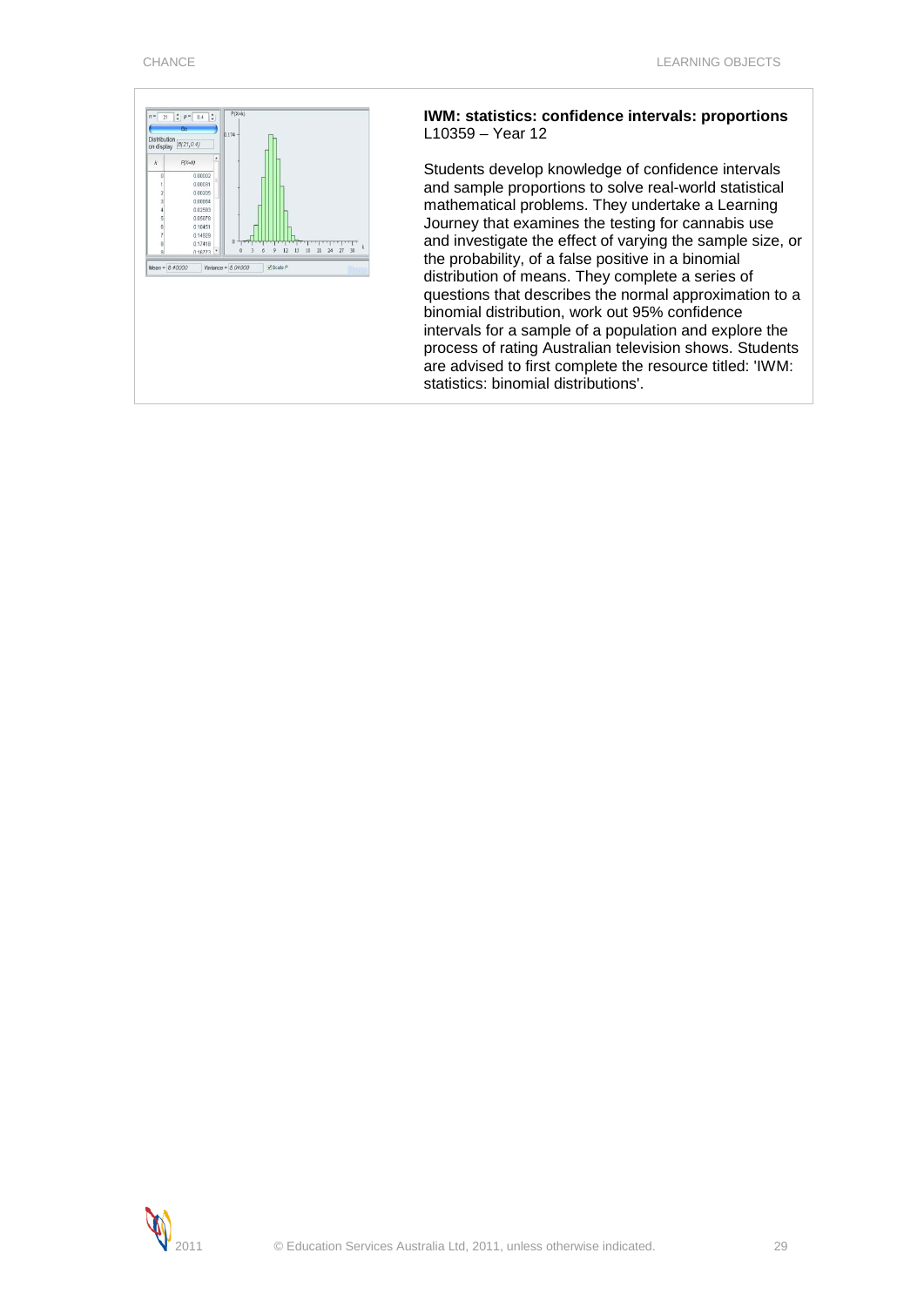**IWM: statistics: confidence intervals: proportions**
L10359 – Year 12

Students develop knowledge of confidence intervals and sample proportions to solve real-world statistical mathematical problems. They undertake a Learning Journey that examines the testing for cannabis use and investigate the effect of varying the sample size, or the probability, of a false positive in a binomial distribution of means. They complete a series of questions that describes the normal approximation to a binomial distribution, work out 95% confidence intervals for a sample of a population and explore the process of rating Australian television shows. Students are advised to first complete the resource titled: 'IWM: statistics: binomial distributions'.